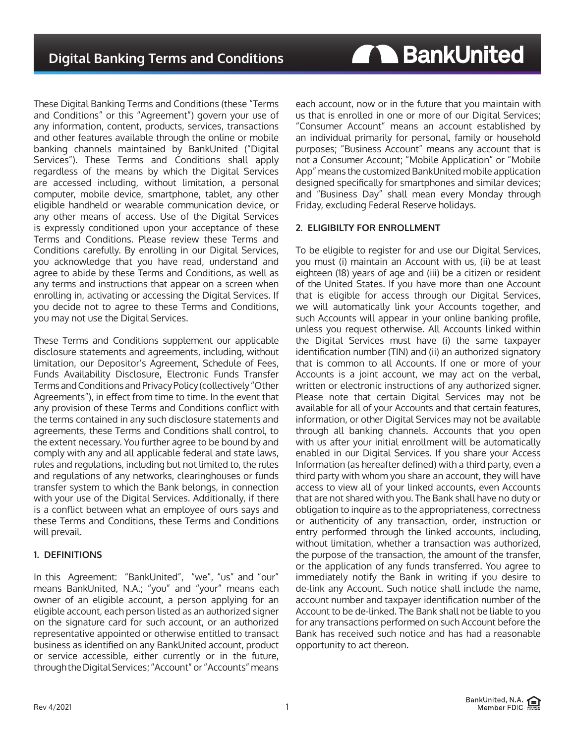# Digital Banking Terms and Conditions

These Digital Banking Terms and Conditions (these "Terms and Conditions" or this "Agreement") govern your use of any information, content, products, services, transactions and other features available through the online or mobile banking channels maintained by BankUnited ("Digital Services"). These Terms and Conditions shall apply regardless of the means by which the Digital Services are accessed including, without limitation, a personal computer, mobile device, smartphone, tablet, any other eligible handheld or wearable communication device, or any other means of access. Use of the Digital Services is expressly conditioned upon your acceptance of these Terms and Conditions. Please review these Terms and Conditions carefully. By enrolling in our Digital Services, you acknowledge that you have read, understand and agree to abide by these Terms and Conditions, as well as any terms and instructions that appear on a screen when enrolling in, activating or accessing the Digital Services. If you decide not to agree to these Terms and Conditions, you may not use the Digital Services.

These Terms and Conditions supplement our applicable disclosure statements and agreements, including, without limitation, our Depositor's Agreement, Schedule of Fees, Funds Availability Disclosure, Electronic Funds Transfer Terms and Conditions and Privacy Policy (collectively "Other Agreements"), in effect from time to time. In the event that any provision of these Terms and Conditions conflict with the terms contained in any such disclosure statements and agreements, these Terms and Conditions shall control, to the extent necessary. You further agree to be bound by and comply with any and all applicable federal and state laws, rules and regulations, including but not limited to, the rules and regulations of any networks, clearinghouses or funds transfer system to which the Bank belongs, in connection with your use of the Digital Services. Additionally, if there is a conflict between what an employee of ours says and these Terms and Conditions, these Terms and Conditions will prevail.

## 1. DEFINITIONS

In this Agreement: "BankUnited", "we", "us" and "our" means BankUnited, N.A.; "you" and "your" means each owner of an eligible account, a person applying for an eligible account, each person listed as an authorized signer on the signature card for such account, or an authorized representative appointed or otherwise entitled to transact business as identified on any BankUnited account, product or service accessible, either currently or in the future, through the Digital Services; "Account" or "Accounts" means each account, now or in the future that you maintain with us that is enrolled in one or more of our Digital Services; "Consumer Account" means an account established by an individual primarily for personal, family or household purposes; "Business Account" means any account that is not a Consumer Account; "Mobile Application" or "Mobile App" means the customized BankUnited mobile application designed specifically for smartphones and similar devices; and "Business Day" shall mean every Monday through Friday, excluding Federal Reserve holidays.

## 2. ELIGIBILTY FOR ENROLLMENT

To be eligible to register for and use our Digital Services, you must (i) maintain an Account with us, (ii) be at least eighteen (18) years of age and (iii) be a citizen or resident of the United States. If you have more than one Account that is eligible for access through our Digital Services, we will automatically link your Accounts together, and such Accounts will appear in your online banking profile, unless you request otherwise. All Accounts linked within the Digital Services must have (i) the same taxpayer identification number (TIN) and (ii) an authorized signatory that is common to all Accounts. If one or more of your Accounts is a joint account, we may act on the verbal, written or electronic instructions of any authorized signer. Please note that certain Digital Services may not be available for all of your Accounts and that certain features, information, or other Digital Services may not be available through all banking channels. Accounts that you open with us after your initial enrollment will be automatically enabled in our Digital Services. If you share your Access Information (as hereafter defined) with a third party, even a third party with whom you share an account, they will have access to view all of your linked accounts, even Accounts that are not shared with you. The Bank shall have no duty or obligation to inquire as to the appropriateness, correctness or authenticity of any transaction, order, instruction or entry performed through the linked accounts, including, without limitation, whether a transaction was authorized, the purpose of the transaction, the amount of the transfer, or the application of any funds transferred. You agree to immediately notify the Bank in writing if you desire to de-link any Account. Such notice shall include the name, account number and taxpayer identification number of the Account to be de-linked. The Bank shall not be liable to you for any transactions performed on such Account before the Bank has received such notice and has had a reasonable opportunity to act thereon.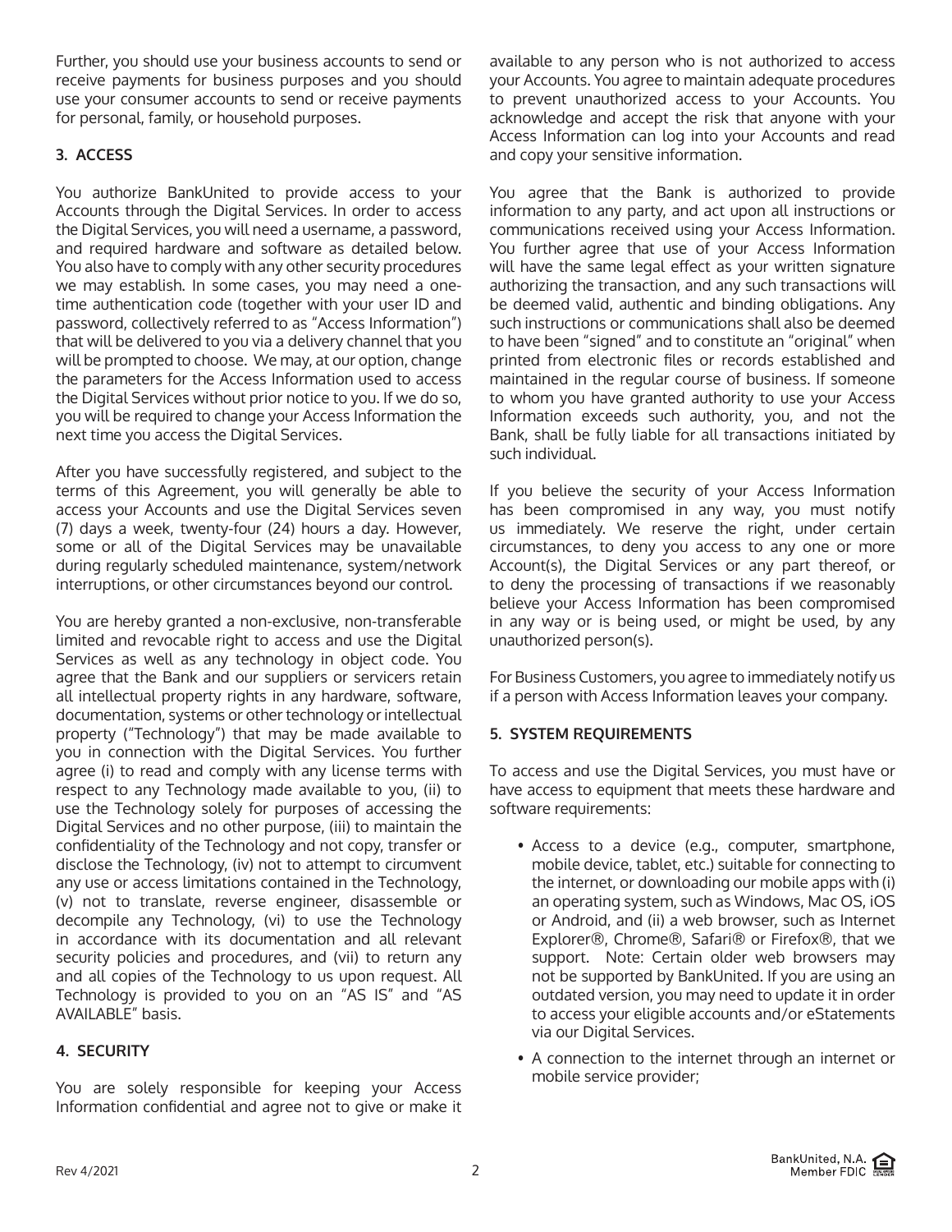Further, you should use your business accounts to send or receive payments for business purposes and you should use your consumer accounts to send or receive payments for personal, family, or household purposes.

## 3. ACCESS

You authorize BankUnited to provide access to your Accounts through the Digital Services. In order to access the Digital Services, you will need a username, a password, and required hardware and software as detailed below. You also have to comply with any other security procedures we may establish. In some cases, you may need a one-time authentication code (together with your user ID and password, collectively referred to as "Access Information") that will be delivered to you via a delivery channel that you will be prompted to choose. We may, at our option, change the parameters for the Access Information used to access the Digital Services without prior notice to you. If we do so, you will be required to change your Access Information the next time you access the Digital Services.

After you have successfully registered, and subject to the terms of this Agreement, you will generally be able to access your Accounts and use the Digital Services seven (7) days a week, twenty-four (24) hours a day. However, some or all of the Digital Services may be unavailable during regularly scheduled maintenance, system/network interruptions, or other circumstances beyond our control.

You are hereby granted a non-exclusive, non-transferable limited and revocable right to access and use the Digital Services as well as any technology in object code. You agree that the Bank and our suppliers or servicers retain all intellectual property rights in any hardware, software, documentation, systems or other technology or intellectual property ("Technology") that may be made available to you in connection with the Digital Services. You further agree (i) to read and comply with any license terms with respect to any Technology made available to you, (ii) to use the Technology solely for purposes of accessing the Digital Services and no other purpose, (iii) to maintain the confidentiality of the Technology and not copy, transfer or disclose the Technology, (iv) not to attempt to circumvent any use or access limitations contained in the Technology, (v) not to translate, reverse engineer, disassemble or decompile any Technology, (vi) to use the Technology in accordance with its documentation and all relevant security policies and procedures, and (vii) to return any and all copies of the Technology to us upon request. All Technology is provided to you on an "AS IS" and "AS AVAILABLE" basis.

## 4. SECURITY

You are solely responsible for keeping your Access Information confidential and agree not to give or make it available to any person who is not authorized to access your Accounts. You agree to maintain adequate procedures to prevent unauthorized access to your Accounts. You acknowledge and accept the risk that anyone with your Access Information can log into your Accounts and read and copy your sensitive information.

You agree that the Bank is authorized to provide information to any party, and act upon all instructions or communications received using your Access Information. You further agree that use of your Access Information will have the same legal effect as your written signature authorizing the transaction, and any such transactions will be deemed valid, authentic and binding obligations. Any such instructions or communications shall also be deemed to have been "signed" and to constitute an "original" when printed from electronic files or records established and maintained in the regular course of business. If someone to whom you have granted authority to use your Access Information exceeds such authority, you, and not the Bank, shall be fully liable for all transactions initiated by such individual.

If you believe the security of your Access Information has been compromised in any way, you must notify us immediately. We reserve the right, under certain circumstances, to deny you access to any one or more Account(s), the Digital Services or any part thereof, or to deny the processing of transactions if we reasonably believe your Access Information has been compromised in any way or is being used, or might be used, by any unauthorized person(s).

For Business Customers, you agree to immediately notify us if a person with Access Information leaves your company.

## 5. SYSTEM REQUIREMENTS

To access and use the Digital Services, you must have or have access to equipment that meets these hardware and software requirements:

- Access to a device (e.g., computer, smartphone, mobile device, tablet, etc.) suitable for connecting to the internet, or downloading our mobile apps with (i) an operating system, such as Windows, Mac OS, iOS or Android, and (ii) a web browser, such as Internet Explorer®, Chrome®, Safari® or Firefox®, that we support. Note: Certain older web browsers may not be supported by BankUnited. If you are using an outdated version, you may need to update it in order to access your eligible accounts and/or eStatements via our Digital Services.
- A connection to the internet through an internet or mobile service provider;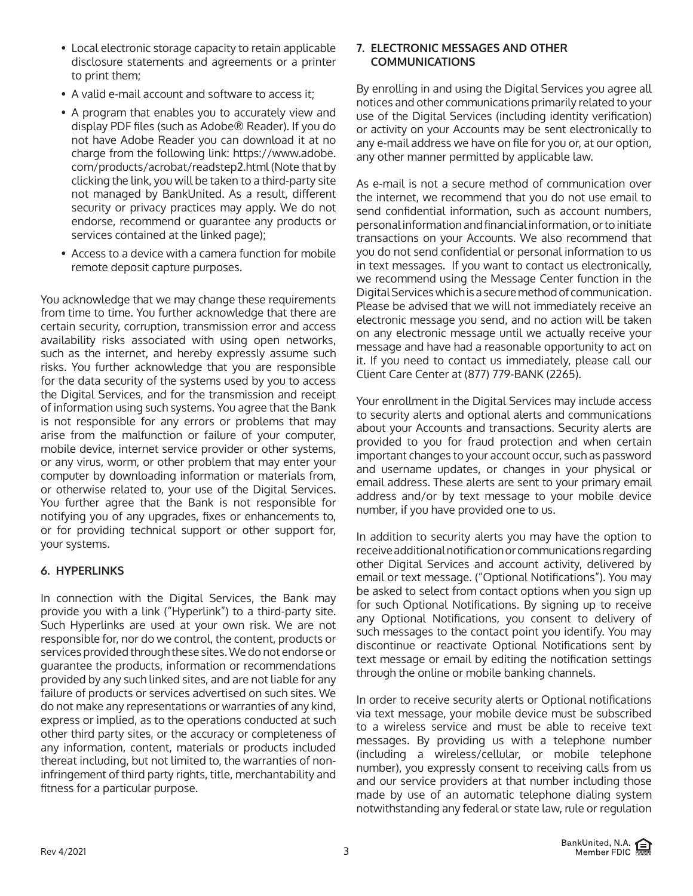- Local electronic storage capacity to retain applicable disclosure statements and agreements or a printer to print them;
- A valid e-mail account and software to access it;
- A program that enables you to accurately view and display PDF files (such as Adobe® Reader). If you do not have Adobe Reader you can download it at no charge from the following link: https://www.adobe.com/products/acrobat/readstep2.html (Note that by clicking the link, you will be taken to a third-party site not managed by BankUnited. As a result, different security or privacy practices may apply. We do not endorse, recommend or guarantee any products or services contained at the linked page);
- Access to a device with a camera function for mobile remote deposit capture purposes.

You acknowledge that we may change these requirements from time to time. You further acknowledge that there are certain security, corruption, transmission error and access availability risks associated with using open networks, such as the internet, and hereby expressly assume such risks. You further acknowledge that you are responsible for the data security of the systems used by you to access the Digital Services, and for the transmission and receipt of information using such systems. You agree that the Bank is not responsible for any errors or problems that may arise from the malfunction or failure of your computer, mobile device, internet service provider or other systems, or any virus, worm, or other problem that may enter your computer by downloading information or materials from, or otherwise related to, your use of the Digital Services. You further agree that the Bank is not responsible for notifying you of any upgrades, fixes or enhancements to, or for providing technical support or other support for, your systems.

## 6. HYPERLINKS

In connection with the Digital Services, the Bank may provide you with a link ("Hyperlink") to a third-party site. Such Hyperlinks are used at your own risk. We are not responsible for, nor do we control, the content, products or services provided through these sites. We do not endorse or guarantee the products, information or recommendations provided by any such linked sites, and are not liable for any failure of products or services advertised on such sites. We do not make any representations or warranties of any kind, express or implied, as to the operations conducted at such other third party sites, or the accuracy or completeness of any information, content, materials or products included thereat including, but not limited to, the warranties of non-infringement of third party rights, title, merchantability and fitness for a particular purpose.

## 7. ELECTRONIC MESSAGES AND OTHER COMMUNICATIONS

By enrolling in and using the Digital Services you agree all notices and other communications primarily related to your use of the Digital Services (including identity verification) or activity on your Accounts may be sent electronically to any e-mail address we have on file for you or, at our option, any other manner permitted by applicable law.

As e-mail is not a secure method of communication over the internet, we recommend that you do not use email to send confidential information, such as account numbers, personal information and financial information, or to initiate transactions on your Accounts. We also recommend that you do not send confidential or personal information to us in text messages. If you want to contact us electronically, we recommend using the Message Center function in the Digital Services which is a secure method of communication. Please be advised that we will not immediately receive an electronic message you send, and no action will be taken on any electronic message until we actually receive your message and have had a reasonable opportunity to act on it. If you need to contact us immediately, please call our Client Care Center at (877) 779-BANK (2265).

Your enrollment in the Digital Services may include access to security alerts and optional alerts and communications about your Accounts and transactions. Security alerts are provided to you for fraud protection and when certain important changes to your account occur, such as password and username updates, or changes in your physical or email address. These alerts are sent to your primary email address and/or by text message to your mobile device number, if you have provided one to us.

In addition to security alerts you may have the option to receive additional notification or communications regarding other Digital Services and account activity, delivered by email or text message. ("Optional Notifications"). You may be asked to select from contact options when you sign up for such Optional Notifications. By signing up to receive any Optional Notifications, you consent to delivery of such messages to the contact point you identify. You may discontinue or reactivate Optional Notifications sent by text message or email by editing the notification settings through the online or mobile banking channels.

In order to receive security alerts or Optional notifications via text message, your mobile device must be subscribed to a wireless service and must be able to receive text messages. By providing us with a telephone number (including a wireless/cellular, or mobile telephone number), you expressly consent to receiving calls from us and our service providers at that number including those made by use of an automatic telephone dialing system notwithstanding any federal or state law, rule or regulation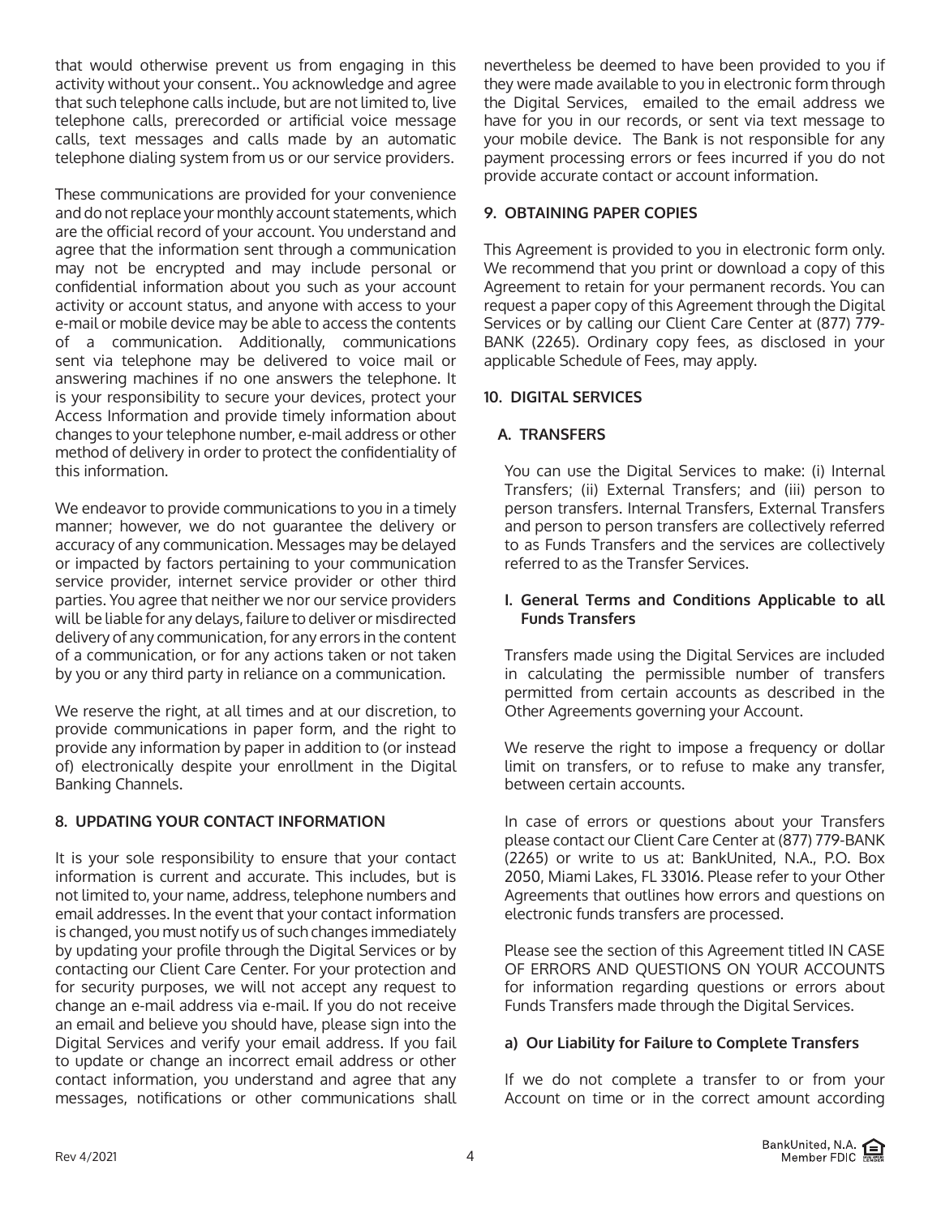that would otherwise prevent us from engaging in this activity without your consent.. You acknowledge and agree that such telephone calls include, but are not limited to, live telephone calls, prerecorded or artificial voice message calls, text messages and calls made by an automatic telephone dialing system from us or our service providers.

These communications are provided for your convenience and do not replace your monthly account statements, which are the official record of your account. You understand and agree that the information sent through a communication may not be encrypted and may include personal or confidential information about you such as your account activity or account status, and anyone with access to your e-mail or mobile device may be able to access the contents of a communication. Additionally, communications sent via telephone may be delivered to voice mail or answering machines if no one answers the telephone. It is your responsibility to secure your devices, protect your Access Information and provide timely information about changes to your telephone number, e-mail address or other method of delivery in order to protect the confidentiality of this information.

We endeavor to provide communications to you in a timely manner; however, we do not guarantee the delivery or accuracy of any communication. Messages may be delayed or impacted by factors pertaining to your communication service provider, internet service provider or other third parties. You agree that neither we nor our service providers will be liable for any delays, failure to deliver or misdirected delivery of any communication, for any errors in the content of a communication, or for any actions taken or not taken by you or any third party in reliance on a communication.

We reserve the right, at all times and at our discretion, to provide communications in paper form, and the right to provide any information by paper in addition to (or instead of) electronically despite your enrollment in the Digital Banking Channels.

## 8. UPDATING YOUR CONTACT INFORMATION

It is your sole responsibility to ensure that your contact information is current and accurate. This includes, but is not limited to, your name, address, telephone numbers and email addresses. In the event that your contact information is changed, you must notify us of such changes immediately by updating your profile through the Digital Services or by contacting our Client Care Center. For your protection and for security purposes, we will not accept any request to change an e-mail address via e-mail. If you do not receive an email and believe you should have, please sign into the Digital Services and verify your email address. If you fail to update or change an incorrect email address or other contact information, you understand and agree that any messages, notifications or other communications shall nevertheless be deemed to have been provided to you if they were made available to you in electronic form through the Digital Services, emailed to the email address we have for you in our records, or sent via text message to your mobile device. The Bank is not responsible for any payment processing errors or fees incurred if you do not provide accurate contact or account information.

## 9. OBTAINING PAPER COPIES

This Agreement is provided to you in electronic form only. We recommend that you print or download a copy of this Agreement to retain for your permanent records. You can request a paper copy of this Agreement through the Digital Services or by calling our Client Care Center at (877) 779-BANK (2265). Ordinary copy fees, as disclosed in your applicable Schedule of Fees, may apply.

## 10. DIGITAL SERVICES

### A. TRANSFERS

You can use the Digital Services to make: (i) Internal Transfers; (ii) External Transfers; and (iii) person to person transfers. Internal Transfers, External Transfers and person to person transfers are collectively referred to as Funds Transfers and the services are collectively referred to as the Transfer Services.

#### I. General Terms and Conditions Applicable to all Funds Transfers

Transfers made using the Digital Services are included in calculating the permissible number of transfers permitted from certain accounts as described in the Other Agreements governing your Account.

We reserve the right to impose a frequency or dollar limit on transfers, or to refuse to make any transfer, between certain accounts.

In case of errors or questions about your Transfers please contact our Client Care Center at (877) 779-BANK (2265) or write to us at: BankUnited, N.A., P.O. Box 2050, Miami Lakes, FL 33016. Please refer to your Other Agreements that outlines how errors and questions on electronic funds transfers are processed.

Please see the section of this Agreement titled IN CASE OF ERRORS AND QUESTIONS ON YOUR ACCOUNTS for information regarding questions or errors about Funds Transfers made through the Digital Services.

#### a) Our Liability for Failure to Complete Transfers

If we do not complete a transfer to or from your Account on time or in the correct amount according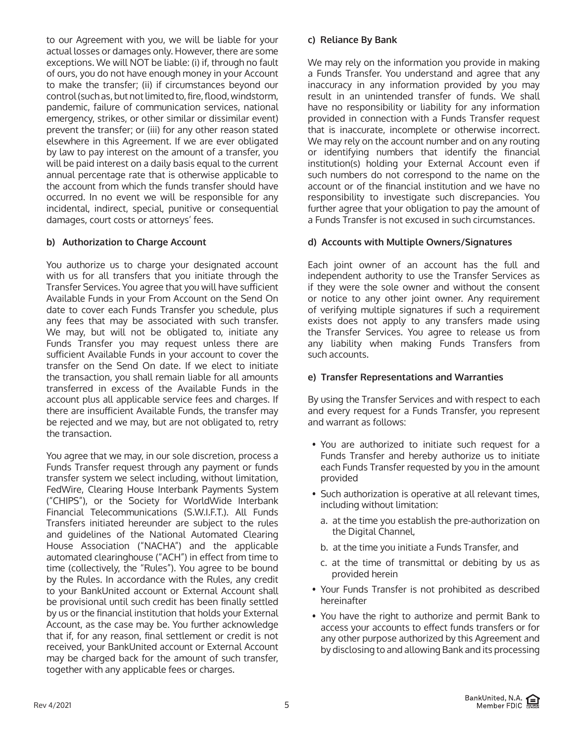to our Agreement with you, we will be liable for your actual losses or damages only. However, there are some exceptions. We will NOT be liable: (i) if, through no fault of ours, you do not have enough money in your Account to make the transfer; (ii) if circumstances beyond our control (such as, but not limited to, fire, flood, windstorm, pandemic, failure of communication services, national emergency, strikes, or other similar or dissimilar event) prevent the transfer; or (iii) for any other reason stated elsewhere in this Agreement. If we are ever obligated by law to pay interest on the amount of a transfer, you will be paid interest on a daily basis equal to the current annual percentage rate that is otherwise applicable to the account from which the funds transfer should have occurred. In no event we will be responsible for any incidental, indirect, special, punitive or consequential damages, court costs or attorneys' fees.

**b) Authorization to Charge Account**

You authorize us to charge your designated account with us for all transfers that you initiate through the Transfer Services. You agree that you will have sufficient Available Funds in your From Account on the Send On date to cover each Funds Transfer you schedule, plus any fees that may be associated with such transfer. We may, but will not be obligated to, initiate any Funds Transfer you may request unless there are sufficient Available Funds in your account to cover the transfer on the Send On date. If we elect to initiate the transaction, you shall remain liable for all amounts transferred in excess of the Available Funds in the account plus all applicable service fees and charges. If there are insufficient Available Funds, the transfer may be rejected and we may, but are not obligated to, retry the transaction.

You agree that we may, in our sole discretion, process a Funds Transfer request through any payment or funds transfer system we select including, without limitation, FedWire, Clearing House Interbank Payments System ("CHIPS"), or the Society for WorldWide Interbank Financial Telecommunications (S.W.I.F.T.). All Funds Transfers initiated hereunder are subject to the rules and guidelines of the National Automated Clearing House Association ("NACHA") and the applicable automated clearinghouse ("ACH") in effect from time to time (collectively, the "Rules"). You agree to be bound by the Rules. In accordance with the Rules, any credit to your BankUnited account or External Account shall be provisional until such credit has been finally settled by us or the financial institution that holds your External Account, as the case may be. You further acknowledge that if, for any reason, final settlement or credit is not received, your BankUnited account or External Account may be charged back for the amount of such transfer, together with any applicable fees or charges.

**c) Reliance By Bank**

We may rely on the information you provide in making a Funds Transfer. You understand and agree that any inaccuracy in any information provided by you may result in an unintended transfer of funds. We shall have no responsibility or liability for any information provided in connection with a Funds Transfer request that is inaccurate, incomplete or otherwise incorrect. We may rely on the account number and on any routing or identifying numbers that identify the financial institution(s) holding your External Account even if such numbers do not correspond to the name on the account or of the financial institution and we have no responsibility to investigate such discrepancies. You further agree that your obligation to pay the amount of a Funds Transfer is not excused in such circumstances.

**d) Accounts with Multiple Owners/Signatures**

Each joint owner of an account has the full and independent authority to use the Transfer Services as if they were the sole owner and without the consent or notice to any other joint owner. Any requirement of verifying multiple signatures if such a requirement exists does not apply to any transfers made using the Transfer Services. You agree to release us from any liability when making Funds Transfers from such accounts.

**e) Transfer Representations and Warranties**

By using the Transfer Services and with respect to each and every request for a Funds Transfer, you represent and warrant as follows:

- You are authorized to initiate such request for a Funds Transfer and hereby authorize us to initiate each Funds Transfer requested by you in the amount provided
- Such authorization is operative at all relevant times, including without limitation:
  a. at the time you establish the pre-authorization on the Digital Channel,
  b. at the time you initiate a Funds Transfer, and
  c. at the time of transmittal or debiting by us as provided herein
- Your Funds Transfer is not prohibited as described hereinafter
- You have the right to authorize and permit Bank to access your accounts to effect funds transfers or for any other purpose authorized by this Agreement and by disclosing to and allowing Bank and its processing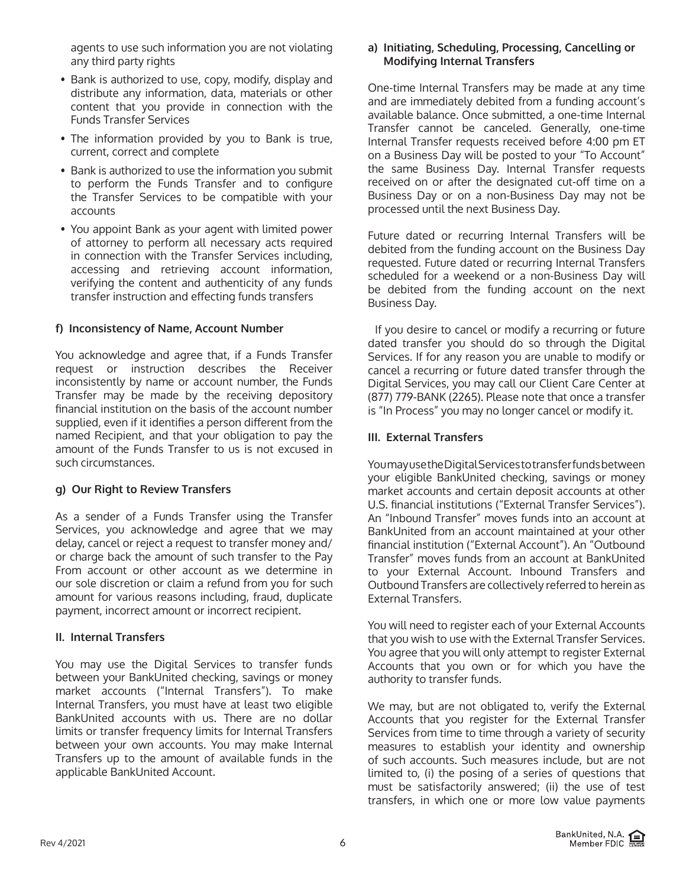agents to use such information you are not violating any third party rights

- Bank is authorized to use, copy, modify, display and distribute any information, data, materials or other content that you provide in connection with the Funds Transfer Services
- The information provided by you to Bank is true, current, correct and complete
- Bank is authorized to use the information you submit to perform the Funds Transfer and to configure the Transfer Services to be compatible with your accounts
- You appoint Bank as your agent with limited power of attorney to perform all necessary acts required in connection with the Transfer Services including, accessing and retrieving account information, verifying the content and authenticity of any funds transfer instruction and effecting funds transfers

**f) Inconsistency of Name, Account Number**

You acknowledge and agree that, if a Funds Transfer request or instruction describes the Receiver inconsistently by name or account number, the Funds Transfer may be made by the receiving depository financial institution on the basis of the account number supplied, even if it identifies a person different from the named Recipient, and that your obligation to pay the amount of the Funds Transfer to us is not excused in such circumstances.

**g) Our Right to Review Transfers**

As a sender of a Funds Transfer using the Transfer Services, you acknowledge and agree that we may delay, cancel or reject a request to transfer money and/or charge back the amount of such transfer to the Pay From account or other account as we determine in our sole discretion or claim a refund from you for such amount for various reasons including, fraud, duplicate payment, incorrect amount or incorrect recipient.

## II. Internal Transfers

You may use the Digital Services to transfer funds between your BankUnited checking, savings or money market accounts ("Internal Transfers"). To make Internal Transfers, you must have at least two eligible BankUnited accounts with us. There are no dollar limits or transfer frequency limits for Internal Transfers between your own accounts. You may make Internal Transfers up to the amount of available funds in the applicable BankUnited Account.

**a) Initiating, Scheduling, Processing, Cancelling or Modifying Internal Transfers**

One-time Internal Transfers may be made at any time and are immediately debited from a funding account's available balance. Once submitted, a one-time Internal Transfer cannot be canceled. Generally, one-time Internal Transfer requests received before 4:00 pm ET on a Business Day will be posted to your "To Account" the same Business Day. Internal Transfer requests received on or after the designated cut-off time on a Business Day or on a non-Business Day may not be processed until the next Business Day.

Future dated or recurring Internal Transfers will be debited from the funding account on the Business Day requested. Future dated or recurring Internal Transfers scheduled for a weekend or a non-Business Day will be debited from the funding account on the next Business Day.

If you desire to cancel or modify a recurring or future dated transfer you should do so through the Digital Services. If for any reason you are unable to modify or cancel a recurring or future dated transfer through the Digital Services, you may call our Client Care Center at (877) 779-BANK (2265). Please note that once a transfer is "In Process" you may no longer cancel or modify it.

## III. External Transfers

You may use the Digital Services to transfer funds between your eligible BankUnited checking, savings or money market accounts and certain deposit accounts at other U.S. financial institutions ("External Transfer Services"). An "Inbound Transfer" moves funds into an account at BankUnited from an account maintained at your other financial institution ("External Account"). An "Outbound Transfer" moves funds from an account at BankUnited to your External Account. Inbound Transfers and Outbound Transfers are collectively referred to herein as External Transfers.

You will need to register each of your External Accounts that you wish to use with the External Transfer Services. You agree that you will only attempt to register External Accounts that you own or for which you have the authority to transfer funds.

We may, but are not obligated to, verify the External Accounts that you register for the External Transfer Services from time to time through a variety of security measures to establish your identity and ownership of such accounts. Such measures include, but are not limited to, (i) the posing of a series of questions that must be satisfactorily answered; (ii) the use of test transfers, in which one or more low value payments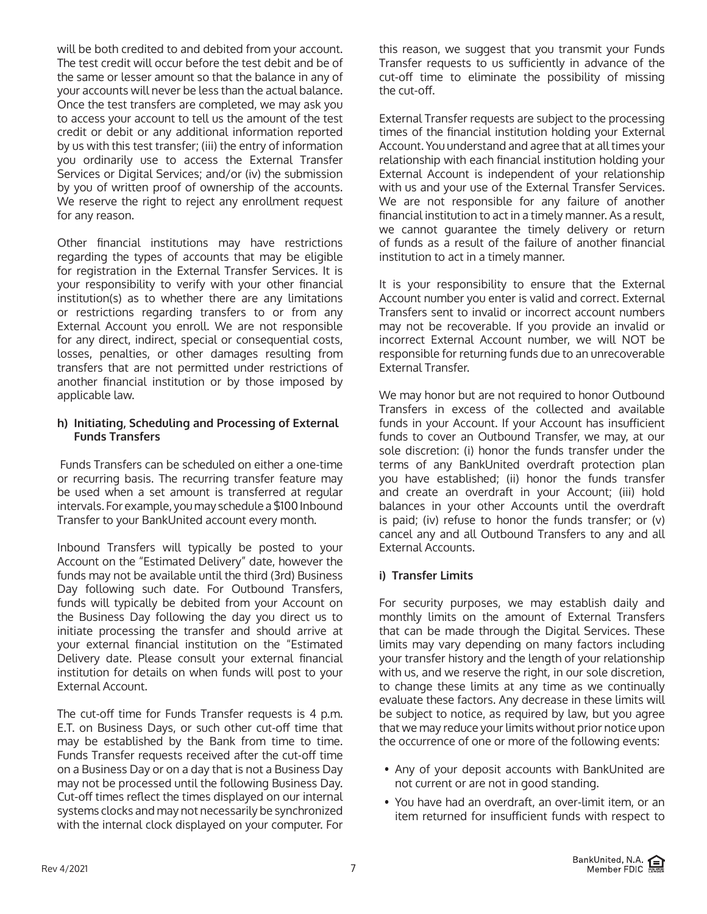will be both credited to and debited from your account. The test credit will occur before the test debit and be of the same or lesser amount so that the balance in any of your accounts will never be less than the actual balance. Once the test transfers are completed, we may ask you to access your account to tell us the amount of the test credit or debit or any additional information reported by us with this test transfer; (iii) the entry of information you ordinarily use to access the External Transfer Services or Digital Services; and/or (iv) the submission by you of written proof of ownership of the accounts. We reserve the right to reject any enrollment request for any reason.

Other financial institutions may have restrictions regarding the types of accounts that may be eligible for registration in the External Transfer Services. It is your responsibility to verify with your other financial institution(s) as to whether there are any limitations or restrictions regarding transfers to or from any External Account you enroll. We are not responsible for any direct, indirect, special or consequential costs, losses, penalties, or other damages resulting from transfers that are not permitted under restrictions of another financial institution or by those imposed by applicable law.

**h) Initiating, Scheduling and Processing of External Funds Transfers**

Funds Transfers can be scheduled on either a one-time or recurring basis. The recurring transfer feature may be used when a set amount is transferred at regular intervals. For example, you may schedule a $100 Inbound Transfer to your BankUnited account every month.

Inbound Transfers will typically be posted to your Account on the "Estimated Delivery" date, however the funds may not be available until the third (3rd) Business Day following such date. For Outbound Transfers, funds will typically be debited from your Account on the Business Day following the day you direct us to initiate processing the transfer and should arrive at your external financial institution on the "Estimated Delivery date. Please consult your external financial institution for details on when funds will post to your External Account.

The cut-off time for Funds Transfer requests is 4 p.m. E.T. on Business Days, or such other cut-off time that may be established by the Bank from time to time. Funds Transfer requests received after the cut-off time on a Business Day or on a day that is not a Business Day may not be processed until the following Business Day. Cut-off times reflect the times displayed on our internal systems clocks and may not necessarily be synchronized with the internal clock displayed on your computer. For this reason, we suggest that you transmit your Funds Transfer requests to us sufficiently in advance of the cut-off time to eliminate the possibility of missing the cut-off.

External Transfer requests are subject to the processing times of the financial institution holding your External Account. You understand and agree that at all times your relationship with each financial institution holding your External Account is independent of your relationship with us and your use of the External Transfer Services. We are not responsible for any failure of another financial institution to act in a timely manner. As a result, we cannot guarantee the timely delivery or return of funds as a result of the failure of another financial institution to act in a timely manner.

It is your responsibility to ensure that the External Account number you enter is valid and correct. External Transfers sent to invalid or incorrect account numbers may not be recoverable. If you provide an invalid or incorrect External Account number, we will NOT be responsible for returning funds due to an unrecoverable External Transfer.

We may honor but are not required to honor Outbound Transfers in excess of the collected and available funds in your Account. If your Account has insufficient funds to cover an Outbound Transfer, we may, at our sole discretion: (i) honor the funds transfer under the terms of any BankUnited overdraft protection plan you have established; (ii) honor the funds transfer and create an overdraft in your Account; (iii) hold balances in your other Accounts until the overdraft is paid; (iv) refuse to honor the funds transfer; or (v) cancel any and all Outbound Transfers to any and all External Accounts.

**i) Transfer Limits**

For security purposes, we may establish daily and monthly limits on the amount of External Transfers that can be made through the Digital Services. These limits may vary depending on many factors including your transfer history and the length of your relationship with us, and we reserve the right, in our sole discretion, to change these limits at any time as we continually evaluate these factors. Any decrease in these limits will be subject to notice, as required by law, but you agree that we may reduce your limits without prior notice upon the occurrence of one or more of the following events:

- Any of your deposit accounts with BankUnited are not current or are not in good standing.
- You have had an overdraft, an over-limit item, or an item returned for insufficient funds with respect to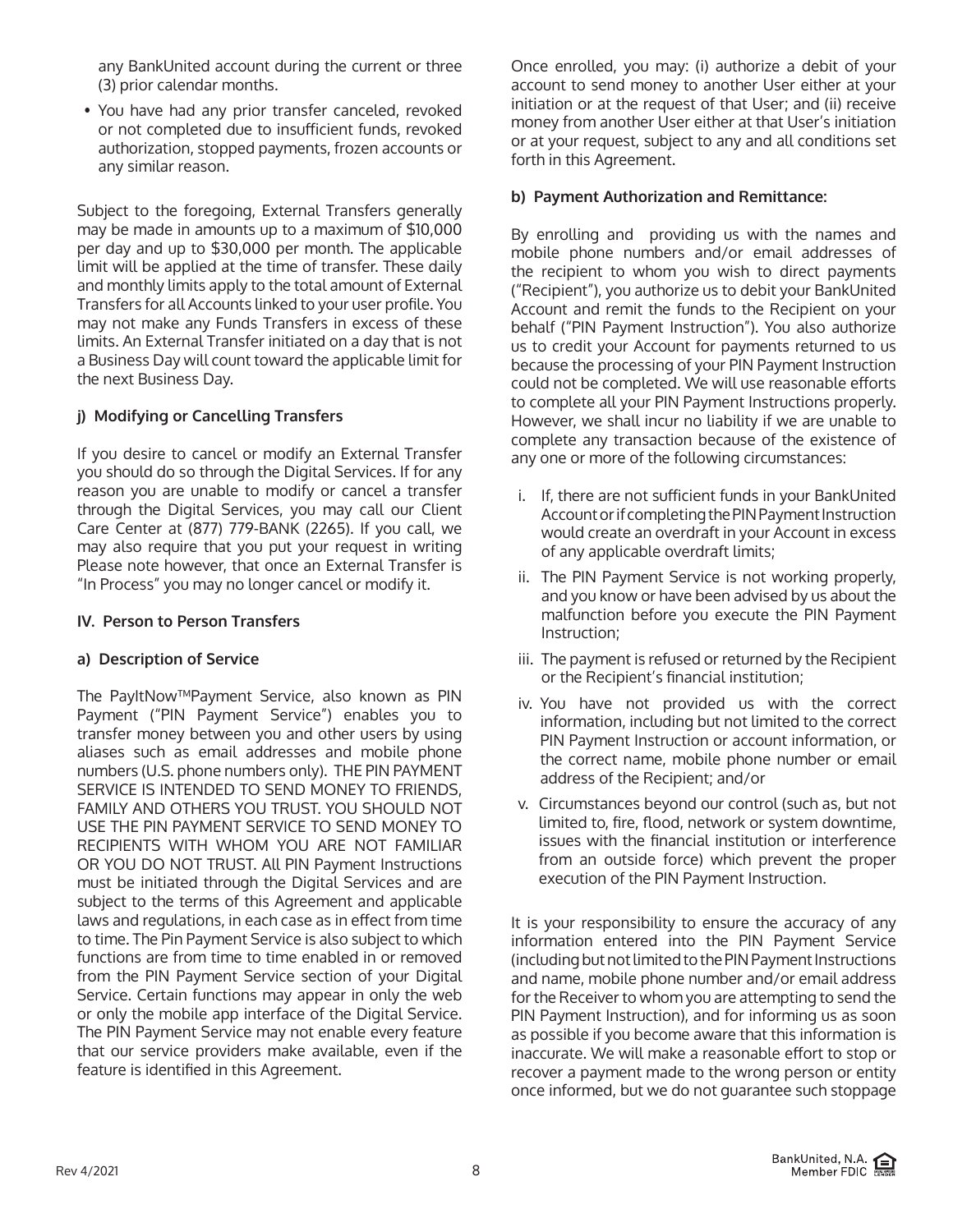any BankUnited account during the current or three (3) prior calendar months.

- You have had any prior transfer canceled, revoked or not completed due to insufficient funds, revoked authorization, stopped payments, frozen accounts or any similar reason.

Subject to the foregoing, External Transfers generally may be made in amounts up to a maximum of $10,000 per day and up to $30,000 per month. The applicable limit will be applied at the time of transfer. These daily and monthly limits apply to the total amount of External Transfers for all Accounts linked to your user profile. You may not make any Funds Transfers in excess of these limits. An External Transfer initiated on a day that is not a Business Day will count toward the applicable limit for the next Business Day.

### j) Modifying or Cancelling Transfers

If you desire to cancel or modify an External Transfer you should do so through the Digital Services. If for any reason you are unable to modify or cancel a transfer through the Digital Services, you may call our Client Care Center at (877) 779-BANK (2265). If you call, we may also require that you put your request in writing Please note however, that once an External Transfer is "In Process" you may no longer cancel or modify it.

## IV. Person to Person Transfers

### a) Description of Service

The PayItNow™Payment Service, also known as PIN Payment ("PIN Payment Service") enables you to transfer money between you and other users by using aliases such as email addresses and mobile phone numbers (U.S. phone numbers only). THE PIN PAYMENT SERVICE IS INTENDED TO SEND MONEY TO FRIENDS, FAMILY AND OTHERS YOU TRUST. YOU SHOULD NOT USE THE PIN PAYMENT SERVICE TO SEND MONEY TO RECIPIENTS WITH WHOM YOU ARE NOT FAMILIAR OR YOU DO NOT TRUST. All PIN Payment Instructions must be initiated through the Digital Services and are subject to the terms of this Agreement and applicable laws and regulations, in each case as in effect from time to time. The Pin Payment Service is also subject to which functions are from time to time enabled in or removed from the PIN Payment Service section of your Digital Service. Certain functions may appear in only the web or only the mobile app interface of the Digital Service. The PIN Payment Service may not enable every feature that our service providers make available, even if the feature is identified in this Agreement.

Once enrolled, you may: (i) authorize a debit of your account to send money to another User either at your initiation or at the request of that User; and (ii) receive money from another User either at that User's initiation or at your request, subject to any and all conditions set forth in this Agreement.

### b) Payment Authorization and Remittance:

By enrolling and providing us with the names and mobile phone numbers and/or email addresses of the recipient to whom you wish to direct payments ("Recipient"), you authorize us to debit your BankUnited Account and remit the funds to the Recipient on your behalf ("PIN Payment Instruction"). You also authorize us to credit your Account for payments returned to us because the processing of your PIN Payment Instruction could not be completed. We will use reasonable efforts to complete all your PIN Payment Instructions properly. However, we shall incur no liability if we are unable to complete any transaction because of the existence of any one or more of the following circumstances:

i. If, there are not sufficient funds in your BankUnited Account or if completing the PIN Payment Instruction would create an overdraft in your Account in excess of any applicable overdraft limits;

ii. The PIN Payment Service is not working properly, and you know or have been advised by us about the malfunction before you execute the PIN Payment Instruction;

iii. The payment is refused or returned by the Recipient or the Recipient's financial institution;

iv. You have not provided us with the correct information, including but not limited to the correct PIN Payment Instruction or account information, or the correct name, mobile phone number or email address of the Recipient; and/or

v. Circumstances beyond our control (such as, but not limited to, fire, flood, network or system downtime, issues with the financial institution or interference from an outside force) which prevent the proper execution of the PIN Payment Instruction.

It is your responsibility to ensure the accuracy of any information entered into the PIN Payment Service (including but not limited to the PIN Payment Instructions and name, mobile phone number and/or email address for the Receiver to whom you are attempting to send the PIN Payment Instruction), and for informing us as soon as possible if you become aware that this information is inaccurate. We will make a reasonable effort to stop or recover a payment made to the wrong person or entity once informed, but we do not guarantee such stoppage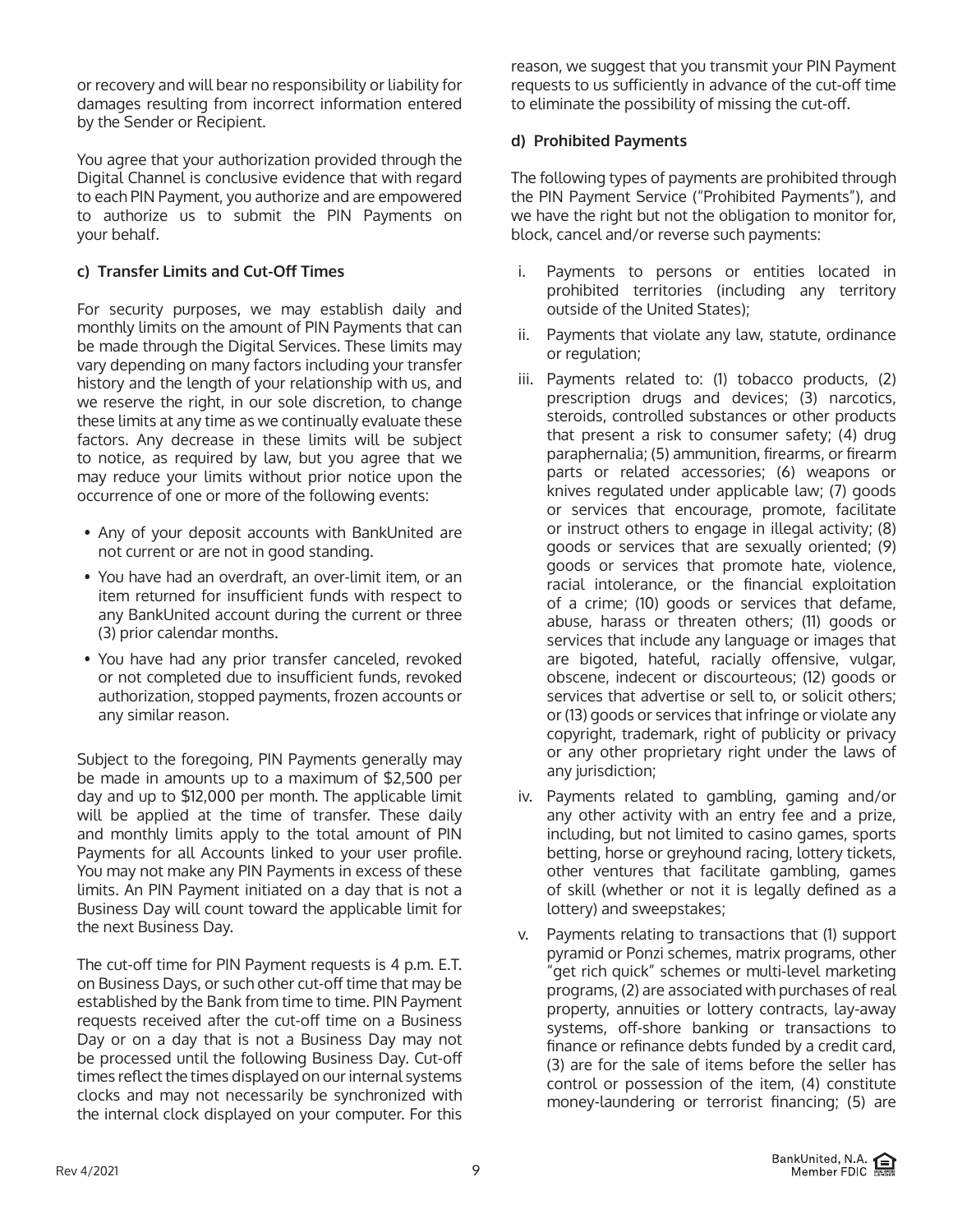or recovery and will bear no responsibility or liability for damages resulting from incorrect information entered by the Sender or Recipient.

You agree that your authorization provided through the Digital Channel is conclusive evidence that with regard to each PIN Payment, you authorize and are empowered to authorize us to submit the PIN Payments on your behalf.

**c) Transfer Limits and Cut-Off Times**

For security purposes, we may establish daily and monthly limits on the amount of PIN Payments that can be made through the Digital Services. These limits may vary depending on many factors including your transfer history and the length of your relationship with us, and we reserve the right, in our sole discretion, to change these limits at any time as we continually evaluate these factors. Any decrease in these limits will be subject to notice, as required by law, but you agree that we may reduce your limits without prior notice upon the occurrence of one or more of the following events:

- Any of your deposit accounts with BankUnited are not current or are not in good standing.
- You have had an overdraft, an over-limit item, or an item returned for insufficient funds with respect to any BankUnited account during the current or three (3) prior calendar months.
- You have had any prior transfer canceled, revoked or not completed due to insufficient funds, revoked authorization, stopped payments, frozen accounts or any similar reason.

Subject to the foregoing, PIN Payments generally may be made in amounts up to a maximum of $2,500 per day and up to $12,000 per month. The applicable limit will be applied at the time of transfer. These daily and monthly limits apply to the total amount of PIN Payments for all Accounts linked to your user profile. You may not make any PIN Payments in excess of these limits. An PIN Payment initiated on a day that is not a Business Day will count toward the applicable limit for the next Business Day.

The cut-off time for PIN Payment requests is 4 p.m. E.T. on Business Days, or such other cut-off time that may be established by the Bank from time to time. PIN Payment requests received after the cut-off time on a Business Day or on a day that is not a Business Day may not be processed until the following Business Day. Cut-off times reflect the times displayed on our internal systems clocks and may not necessarily be synchronized with the internal clock displayed on your computer. For this reason, we suggest that you transmit your PIN Payment requests to us sufficiently in advance of the cut-off time to eliminate the possibility of missing the cut-off.

**d) Prohibited Payments**

The following types of payments are prohibited through the PIN Payment Service ("Prohibited Payments"), and we have the right but not the obligation to monitor for, block, cancel and/or reverse such payments:

i. Payments to persons or entities located in prohibited territories (including any territory outside of the United States);

ii. Payments that violate any law, statute, ordinance or regulation;

iii. Payments related to: (1) tobacco products, (2) prescription drugs and devices; (3) narcotics, steroids, controlled substances or other products that present a risk to consumer safety; (4) drug paraphernalia; (5) ammunition, firearms, or firearm parts or related accessories; (6) weapons or knives regulated under applicable law; (7) goods or services that encourage, promote, facilitate or instruct others to engage in illegal activity; (8) goods or services that are sexually oriented; (9) goods or services that promote hate, violence, racial intolerance, or the financial exploitation of a crime; (10) goods or services that defame, abuse, harass or threaten others; (11) goods or services that include any language or images that are bigoted, hateful, racially offensive, vulgar, obscene, indecent or discourteous; (12) goods or services that advertise or sell to, or solicit others; or (13) goods or services that infringe or violate any copyright, trademark, right of publicity or privacy or any other proprietary right under the laws of any jurisdiction;

iv. Payments related to gambling, gaming and/or any other activity with an entry fee and a prize, including, but not limited to casino games, sports betting, horse or greyhound racing, lottery tickets, other ventures that facilitate gambling, games of skill (whether or not it is legally defined as a lottery) and sweepstakes;

v. Payments relating to transactions that (1) support pyramid or Ponzi schemes, matrix programs, other "get rich quick" schemes or multi-level marketing programs, (2) are associated with purchases of real property, annuities or lottery contracts, lay-away systems, off-shore banking or transactions to finance or refinance debts funded by a credit card, (3) are for the sale of items before the seller has control or possession of the item, (4) constitute money-laundering or terrorist financing; (5) are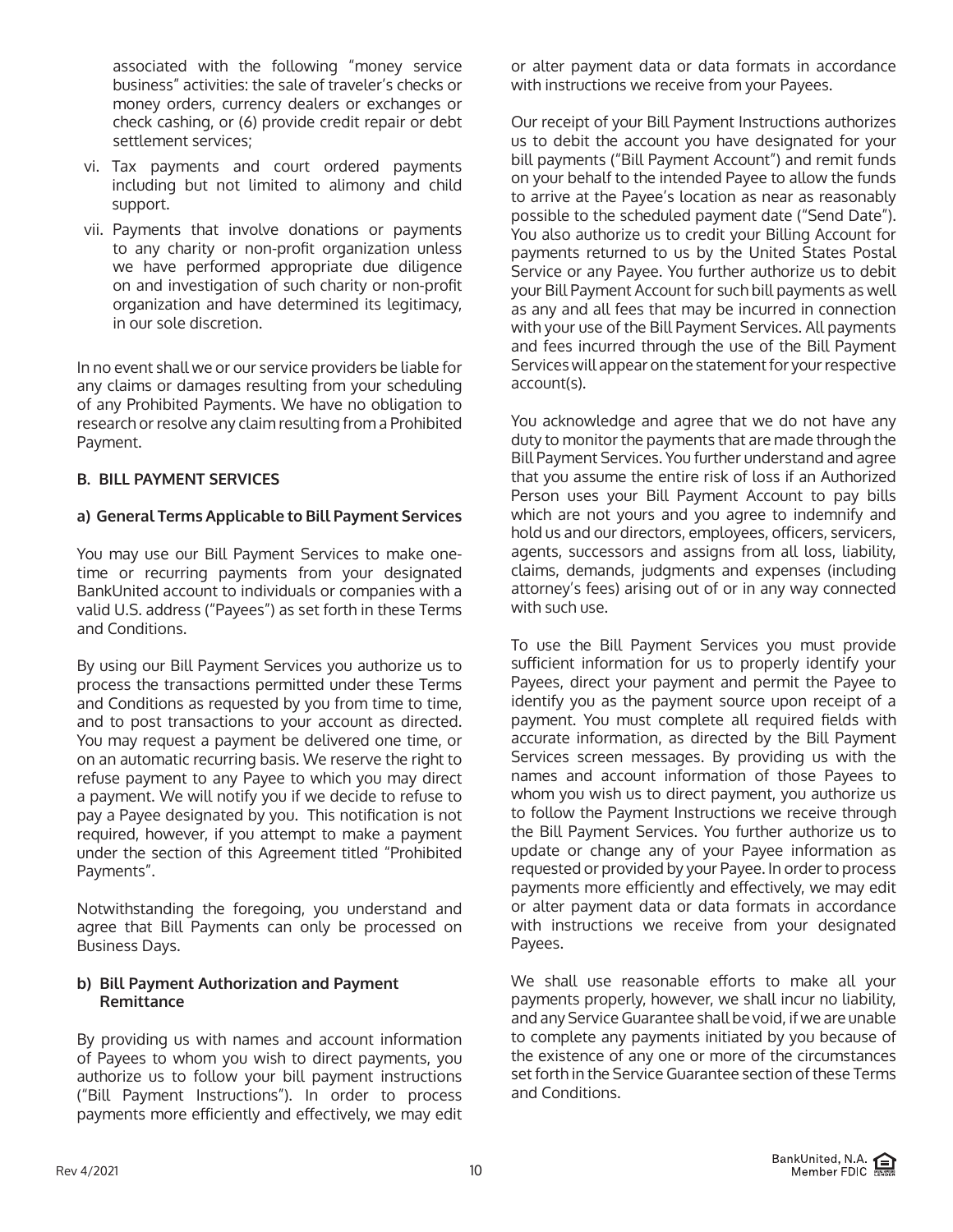associated with the following "money service business" activities: the sale of traveler's checks or money orders, currency dealers or exchanges or check cashing, or (6) provide credit repair or debt settlement services;

vi. Tax payments and court ordered payments including but not limited to alimony and child support.

vii. Payments that involve donations or payments to any charity or non-profit organization unless we have performed appropriate due diligence on and investigation of such charity or non-profit organization and have determined its legitimacy, in our sole discretion.

In no event shall we or our service providers be liable for any claims or damages resulting from your scheduling of any Prohibited Payments. We have no obligation to research or resolve any claim resulting from a Prohibited Payment.

### B. BILL PAYMENT SERVICES

#### a) General Terms Applicable to Bill Payment Services

You may use our Bill Payment Services to make one-time or recurring payments from your designated BankUnited account to individuals or companies with a valid U.S. address ("Payees") as set forth in these Terms and Conditions.

By using our Bill Payment Services you authorize us to process the transactions permitted under these Terms and Conditions as requested by you from time to time, and to post transactions to your account as directed. You may request a payment be delivered one time, or on an automatic recurring basis. We reserve the right to refuse payment to any Payee to which you may direct a payment. We will notify you if we decide to refuse to pay a Payee designated by you. This notification is not required, however, if you attempt to make a payment under the section of this Agreement titled "Prohibited Payments".

Notwithstanding the foregoing, you understand and agree that Bill Payments can only be processed on Business Days.

#### b) Bill Payment Authorization and Payment Remittance

By providing us with names and account information of Payees to whom you wish to direct payments, you authorize us to follow your bill payment instructions ("Bill Payment Instructions"). In order to process payments more efficiently and effectively, we may edit or alter payment data or data formats in accordance with instructions we receive from your Payees.

Our receipt of your Bill Payment Instructions authorizes us to debit the account you have designated for your bill payments ("Bill Payment Account") and remit funds on your behalf to the intended Payee to allow the funds to arrive at the Payee's location as near as reasonably possible to the scheduled payment date ("Send Date"). You also authorize us to credit your Billing Account for payments returned to us by the United States Postal Service or any Payee. You further authorize us to debit your Bill Payment Account for such bill payments as well as any and all fees that may be incurred in connection with your use of the Bill Payment Services. All payments and fees incurred through the use of the Bill Payment Services will appear on the statement for your respective account(s).

You acknowledge and agree that we do not have any duty to monitor the payments that are made through the Bill Payment Services. You further understand and agree that you assume the entire risk of loss if an Authorized Person uses your Bill Payment Account to pay bills which are not yours and you agree to indemnify and hold us and our directors, employees, officers, servicers, agents, successors and assigns from all loss, liability, claims, demands, judgments and expenses (including attorney's fees) arising out of or in any way connected with such use.

To use the Bill Payment Services you must provide sufficient information for us to properly identify your Payees, direct your payment and permit the Payee to identify you as the payment source upon receipt of a payment. You must complete all required fields with accurate information, as directed by the Bill Payment Services screen messages. By providing us with the names and account information of those Payees to whom you wish us to direct payment, you authorize us to follow the Payment Instructions we receive through the Bill Payment Services. You further authorize us to update or change any of your Payee information as requested or provided by your Payee. In order to process payments more efficiently and effectively, we may edit or alter payment data or data formats in accordance with instructions we receive from your designated Payees.

We shall use reasonable efforts to make all your payments properly, however, we shall incur no liability, and any Service Guarantee shall be void, if we are unable to complete any payments initiated by you because of the existence of any one or more of the circumstances set forth in the Service Guarantee section of these Terms and Conditions.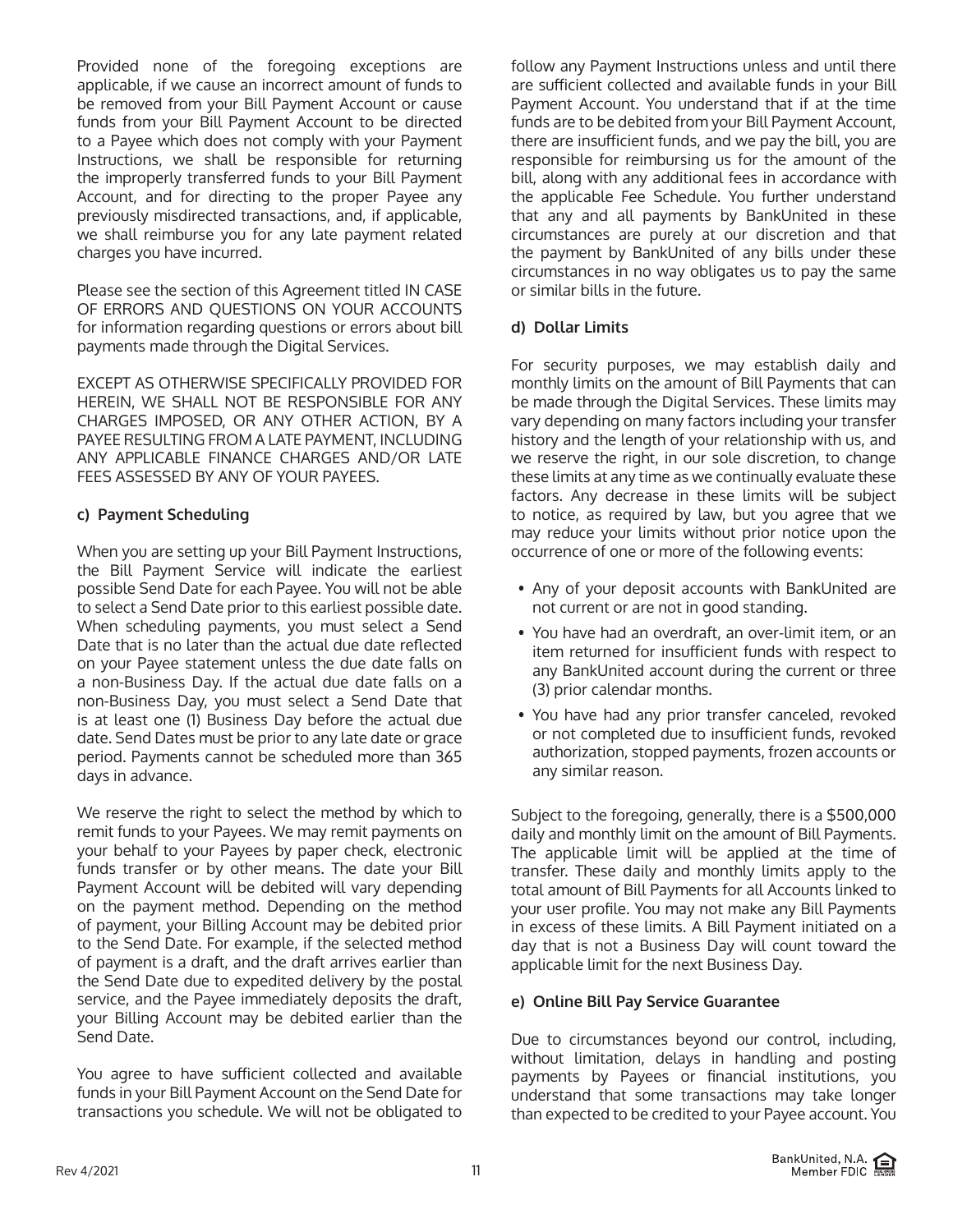Provided none of the foregoing exceptions are applicable, if we cause an incorrect amount of funds to be removed from your Bill Payment Account or cause funds from your Bill Payment Account to be directed to a Payee which does not comply with your Payment Instructions, we shall be responsible for returning the improperly transferred funds to your Bill Payment Account, and for directing to the proper Payee any previously misdirected transactions, and, if applicable, we shall reimburse you for any late payment related charges you have incurred.

Please see the section of this Agreement titled IN CASE OF ERRORS AND QUESTIONS ON YOUR ACCOUNTS for information regarding questions or errors about bill payments made through the Digital Services.

EXCEPT AS OTHERWISE SPECIFICALLY PROVIDED FOR HEREIN, WE SHALL NOT BE RESPONSIBLE FOR ANY CHARGES IMPOSED, OR ANY OTHER ACTION, BY A PAYEE RESULTING FROM A LATE PAYMENT, INCLUDING ANY APPLICABLE FINANCE CHARGES AND/OR LATE FEES ASSESSED BY ANY OF YOUR PAYEES.

**c) Payment Scheduling**

When you are setting up your Bill Payment Instructions, the Bill Payment Service will indicate the earliest possible Send Date for each Payee. You will not be able to select a Send Date prior to this earliest possible date. When scheduling payments, you must select a Send Date that is no later than the actual due date reflected on your Payee statement unless the due date falls on a non-Business Day. If the actual due date falls on a non-Business Day, you must select a Send Date that is at least one (1) Business Day before the actual due date. Send Dates must be prior to any late date or grace period. Payments cannot be scheduled more than 365 days in advance.

We reserve the right to select the method by which to remit funds to your Payees. We may remit payments on your behalf to your Payees by paper check, electronic funds transfer or by other means. The date your Bill Payment Account will be debited will vary depending on the payment method. Depending on the method of payment, your Billing Account may be debited prior to the Send Date. For example, if the selected method of payment is a draft, and the draft arrives earlier than the Send Date due to expedited delivery by the postal service, and the Payee immediately deposits the draft, your Billing Account may be debited earlier than the Send Date.

You agree to have sufficient collected and available funds in your Bill Payment Account on the Send Date for transactions you schedule. We will not be obligated to follow any Payment Instructions unless and until there are sufficient collected and available funds in your Bill Payment Account. You understand that if at the time funds are to be debited from your Bill Payment Account, there are insufficient funds, and we pay the bill, you are responsible for reimbursing us for the amount of the bill, along with any additional fees in accordance with the applicable Fee Schedule. You further understand that any and all payments by BankUnited in these circumstances are purely at our discretion and that the payment by BankUnited of any bills under these circumstances in no way obligates us to pay the same or similar bills in the future.

**d) Dollar Limits**

For security purposes, we may establish daily and monthly limits on the amount of Bill Payments that can be made through the Digital Services. These limits may vary depending on many factors including your transfer history and the length of your relationship with us, and we reserve the right, in our sole discretion, to change these limits at any time as we continually evaluate these factors. Any decrease in these limits will be subject to notice, as required by law, but you agree that we may reduce your limits without prior notice upon the occurrence of one or more of the following events:

- Any of your deposit accounts with BankUnited are not current or are not in good standing.
- You have had an overdraft, an over-limit item, or an item returned for insufficient funds with respect to any BankUnited account during the current or three (3) prior calendar months.
- You have had any prior transfer canceled, revoked or not completed due to insufficient funds, revoked authorization, stopped payments, frozen accounts or any similar reason.

Subject to the foregoing, generally, there is a $500,000 daily and monthly limit on the amount of Bill Payments. The applicable limit will be applied at the time of transfer. These daily and monthly limits apply to the total amount of Bill Payments for all Accounts linked to your user profile. You may not make any Bill Payments in excess of these limits. A Bill Payment initiated on a day that is not a Business Day will count toward the applicable limit for the next Business Day.

**e) Online Bill Pay Service Guarantee**

Due to circumstances beyond our control, including, without limitation, delays in handling and posting payments by Payees or financial institutions, you understand that some transactions may take longer than expected to be credited to your Payee account. You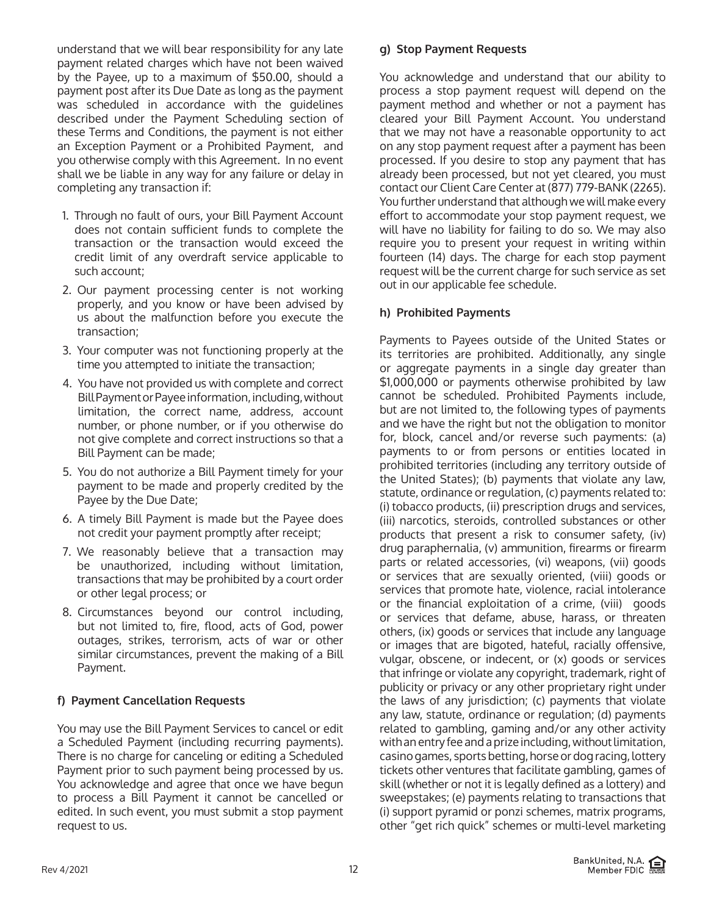understand that we will bear responsibility for any late payment related charges which have not been waived by the Payee, up to a maximum of $50.00, should a payment post after its Due Date as long as the payment was scheduled in accordance with the guidelines described under the Payment Scheduling section of these Terms and Conditions, the payment is not either an Exception Payment or a Prohibited Payment, and you otherwise comply with this Agreement. In no event shall we be liable in any way for any failure or delay in completing any transaction if:

1. Through no fault of ours, your Bill Payment Account does not contain sufficient funds to complete the transaction or the transaction would exceed the credit limit of any overdraft service applicable to such account;
2. Our payment processing center is not working properly, and you know or have been advised by us about the malfunction before you execute the transaction;
3. Your computer was not functioning properly at the time you attempted to initiate the transaction;
4. You have not provided us with complete and correct Bill Payment or Payee information, including, without limitation, the correct name, address, account number, or phone number, or if you otherwise do not give complete and correct instructions so that a Bill Payment can be made;
5. You do not authorize a Bill Payment timely for your payment to be made and properly credited by the Payee by the Due Date;
6. A timely Bill Payment is made but the Payee does not credit your payment promptly after receipt;
7. We reasonably believe that a transaction may be unauthorized, including without limitation, transactions that may be prohibited by a court order or other legal process; or
8. Circumstances beyond our control including, but not limited to, fire, flood, acts of God, power outages, strikes, terrorism, acts of war or other similar circumstances, prevent the making of a Bill Payment.

**f) Payment Cancellation Requests**

You may use the Bill Payment Services to cancel or edit a Scheduled Payment (including recurring payments). There is no charge for canceling or editing a Scheduled Payment prior to such payment being processed by us. You acknowledge and agree that once we have begun to process a Bill Payment it cannot be cancelled or edited. In such event, you must submit a stop payment request to us.

**g) Stop Payment Requests**

You acknowledge and understand that our ability to process a stop payment request will depend on the payment method and whether or not a payment has cleared your Bill Payment Account. You understand that we may not have a reasonable opportunity to act on any stop payment request after a payment has been processed. If you desire to stop any payment that has already been processed, but not yet cleared, you must contact our Client Care Center at (877) 779-BANK (2265). You further understand that although we will make every effort to accommodate your stop payment request, we will have no liability for failing to do so. We may also require you to present your request in writing within fourteen (14) days. The charge for each stop payment request will be the current charge for such service as set out in our applicable fee schedule.

**h) Prohibited Payments**

Payments to Payees outside of the United States or its territories are prohibited. Additionally, any single or aggregate payments in a single day greater than $1,000,000 or payments otherwise prohibited by law cannot be scheduled. Prohibited Payments include, but are not limited to, the following types of payments and we have the right but not the obligation to monitor for, block, cancel and/or reverse such payments: (a) payments to or from persons or entities located in prohibited territories (including any territory outside of the United States); (b) payments that violate any law, statute, ordinance or regulation, (c) payments related to: (i) tobacco products, (ii) prescription drugs and services, (iii) narcotics, steroids, controlled substances or other products that present a risk to consumer safety, (iv) drug paraphernalia, (v) ammunition, firearms or firearm parts or related accessories, (vi) weapons, (vii) goods or services that are sexually oriented, (viii) goods or services that promote hate, violence, racial intolerance or the financial exploitation of a crime, (viii) goods or services that defame, abuse, harass, or threaten others, (ix) goods or services that include any language or images that are bigoted, hateful, racially offensive, vulgar, obscene, or indecent, or (x) goods or services that infringe or violate any copyright, trademark, right of publicity or privacy or any other proprietary right under the laws of any jurisdiction; (c) payments that violate any law, statute, ordinance or regulation; (d) payments related to gambling, gaming and/or any other activity with an entry fee and a prize including, without limitation, casino games, sports betting, horse or dog racing, lottery tickets other ventures that facilitate gambling, games of skill (whether or not it is legally defined as a lottery) and sweepstakes; (e) payments relating to transactions that (i) support pyramid or ponzi schemes, matrix programs, other "get rich quick" schemes or multi-level marketing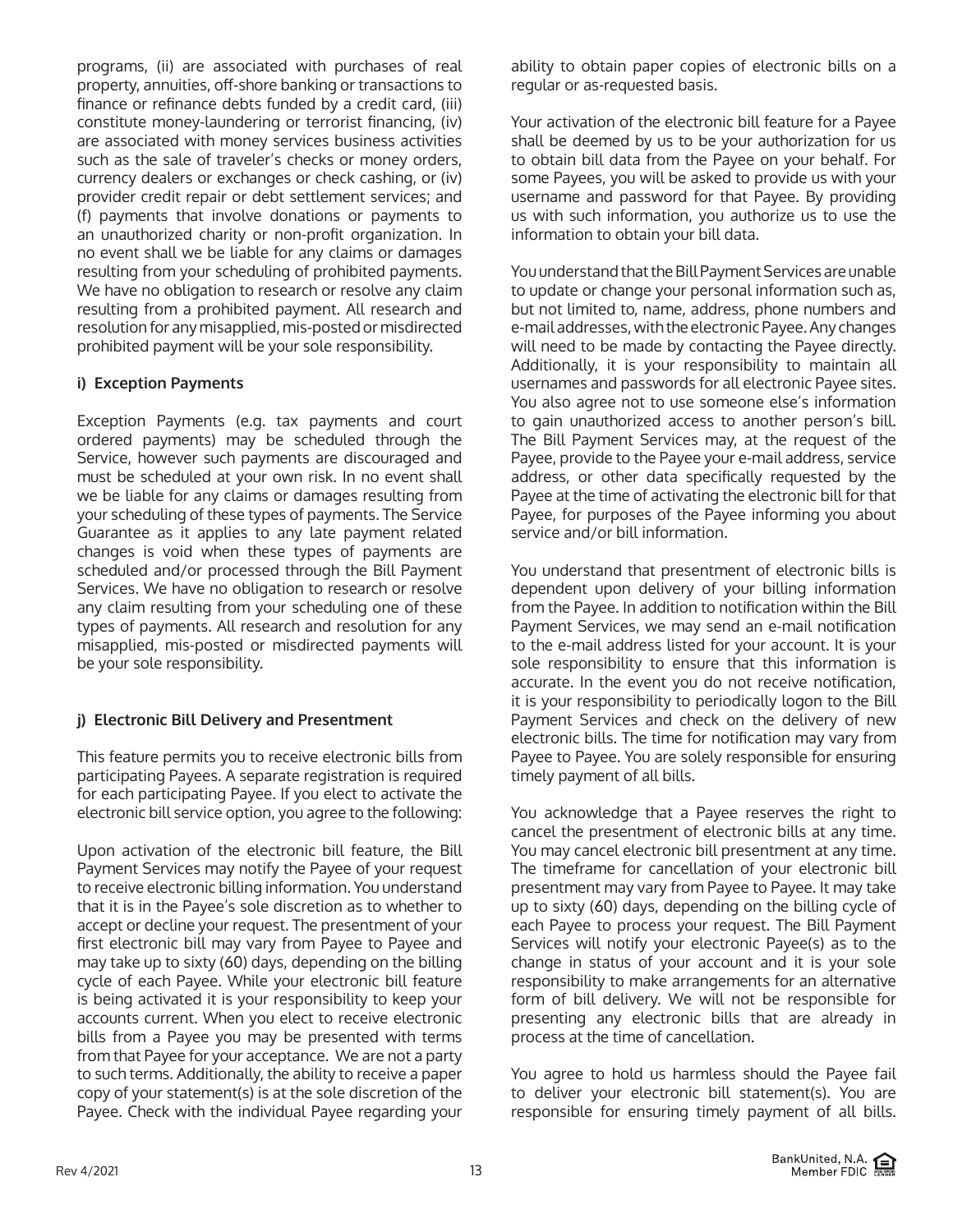programs, (ii) are associated with purchases of real property, annuities, off-shore banking or transactions to finance or refinance debts funded by a credit card, (iii) constitute money-laundering or terrorist financing, (iv) are associated with money services business activities such as the sale of traveler's checks or money orders, currency dealers or exchanges or check cashing, or (iv) provider credit repair or debt settlement services; and (f) payments that involve donations or payments to an unauthorized charity or non-profit organization. In no event shall we be liable for any claims or damages resulting from your scheduling of prohibited payments. We have no obligation to research or resolve any claim resulting from a prohibited payment. All research and resolution for any misapplied, mis-posted or misdirected prohibited payment will be your sole responsibility.

**i) Exception Payments**

Exception Payments (e.g. tax payments and court ordered payments) may be scheduled through the Service, however such payments are discouraged and must be scheduled at your own risk. In no event shall we be liable for any claims or damages resulting from your scheduling of these types of payments. The Service Guarantee as it applies to any late payment related changes is void when these types of payments are scheduled and/or processed through the Bill Payment Services. We have no obligation to research or resolve any claim resulting from your scheduling one of these types of payments. All research and resolution for any misapplied, mis-posted or misdirected payments will be your sole responsibility.

**j) Electronic Bill Delivery and Presentment**

This feature permits you to receive electronic bills from participating Payees. A separate registration is required for each participating Payee. If you elect to activate the electronic bill service option, you agree to the following:

Upon activation of the electronic bill feature, the Bill Payment Services may notify the Payee of your request to receive electronic billing information. You understand that it is in the Payee's sole discretion as to whether to accept or decline your request. The presentment of your first electronic bill may vary from Payee to Payee and may take up to sixty (60) days, depending on the billing cycle of each Payee. While your electronic bill feature is being activated it is your responsibility to keep your accounts current. When you elect to receive electronic bills from a Payee you may be presented with terms from that Payee for your acceptance. We are not a party to such terms. Additionally, the ability to receive a paper copy of your statement(s) is at the sole discretion of the Payee. Check with the individual Payee regarding your ability to obtain paper copies of electronic bills on a regular or as-requested basis.

Your activation of the electronic bill feature for a Payee shall be deemed by us to be your authorization for us to obtain bill data from the Payee on your behalf. For some Payees, you will be asked to provide us with your username and password for that Payee. By providing us with such information, you authorize us to use the information to obtain your bill data.

You understand that the Bill Payment Services are unable to update or change your personal information such as, but not limited to, name, address, phone numbers and e-mail addresses, with the electronic Payee. Any changes will need to be made by contacting the Payee directly. Additionally, it is your responsibility to maintain all usernames and passwords for all electronic Payee sites. You also agree not to use someone else's information to gain unauthorized access to another person's bill. The Bill Payment Services may, at the request of the Payee, provide to the Payee your e-mail address, service address, or other data specifically requested by the Payee at the time of activating the electronic bill for that Payee, for purposes of the Payee informing you about service and/or bill information.

You understand that presentment of electronic bills is dependent upon delivery of your billing information from the Payee. In addition to notification within the Bill Payment Services, we may send an e-mail notification to the e-mail address listed for your account. It is your sole responsibility to ensure that this information is accurate. In the event you do not receive notification, it is your responsibility to periodically logon to the Bill Payment Services and check on the delivery of new electronic bills. The time for notification may vary from Payee to Payee. You are solely responsible for ensuring timely payment of all bills.

You acknowledge that a Payee reserves the right to cancel the presentment of electronic bills at any time. You may cancel electronic bill presentment at any time. The timeframe for cancellation of your electronic bill presentment may vary from Payee to Payee. It may take up to sixty (60) days, depending on the billing cycle of each Payee to process your request. The Bill Payment Services will notify your electronic Payee(s) as to the change in status of your account and it is your sole responsibility to make arrangements for an alternative form of bill delivery. We will not be responsible for presenting any electronic bills that are already in process at the time of cancellation.

You agree to hold us harmless should the Payee fail to deliver your electronic bill statement(s). You are responsible for ensuring timely payment of all bills.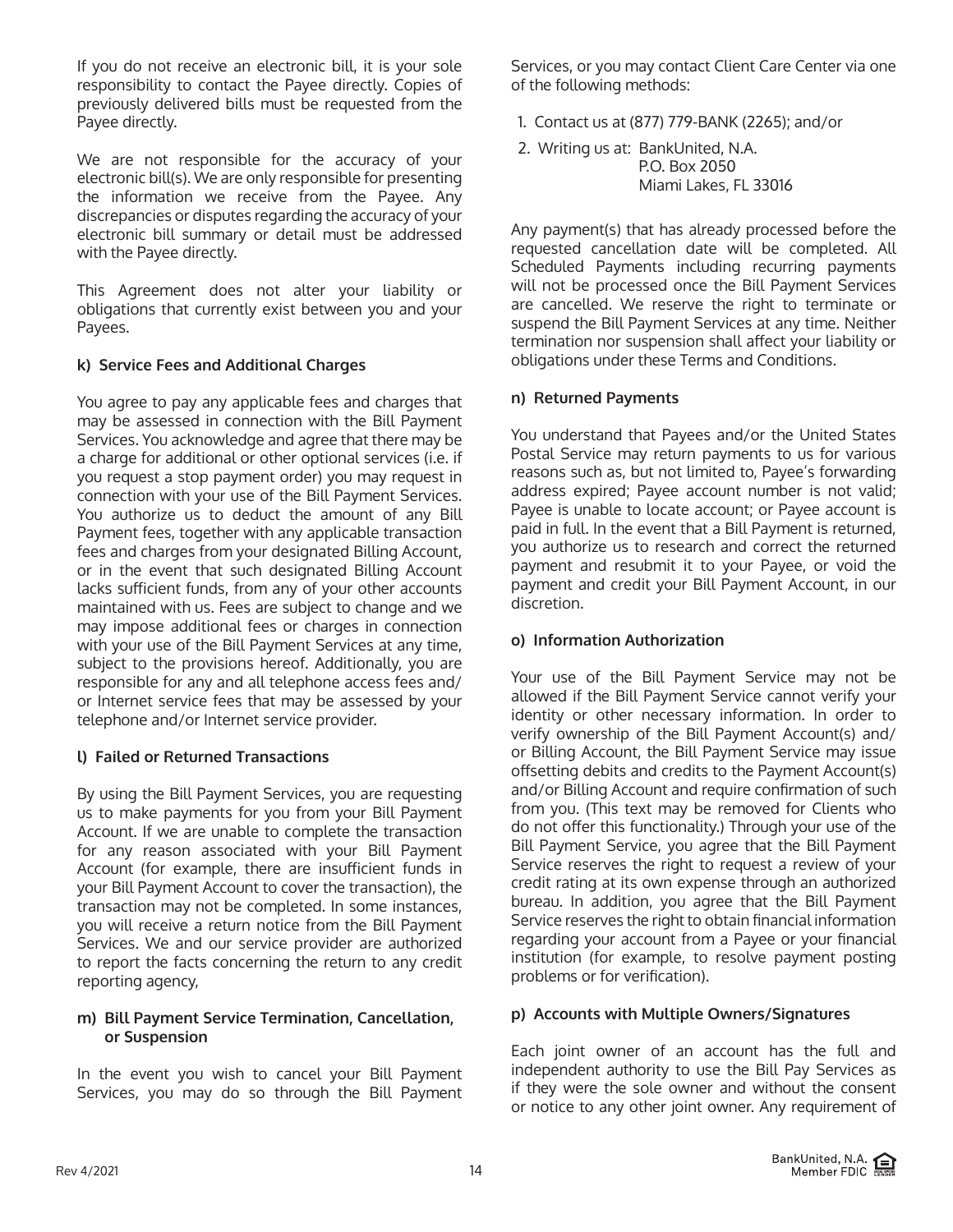If you do not receive an electronic bill, it is your sole responsibility to contact the Payee directly. Copies of previously delivered bills must be requested from the Payee directly.

We are not responsible for the accuracy of your electronic bill(s). We are only responsible for presenting the information we receive from the Payee. Any discrepancies or disputes regarding the accuracy of your electronic bill summary or detail must be addressed with the Payee directly.

This Agreement does not alter your liability or obligations that currently exist between you and your Payees.

**k) Service Fees and Additional Charges**

You agree to pay any applicable fees and charges that may be assessed in connection with the Bill Payment Services. You acknowledge and agree that there may be a charge for additional or other optional services (i.e. if you request a stop payment order) you may request in connection with your use of the Bill Payment Services. You authorize us to deduct the amount of any Bill Payment fees, together with any applicable transaction fees and charges from your designated Billing Account, or in the event that such designated Billing Account lacks sufficient funds, from any of your other accounts maintained with us. Fees are subject to change and we may impose additional fees or charges in connection with your use of the Bill Payment Services at any time, subject to the provisions hereof. Additionally, you are responsible for any and all telephone access fees and/or Internet service fees that may be assessed by your telephone and/or Internet service provider.

**l) Failed or Returned Transactions**

By using the Bill Payment Services, you are requesting us to make payments for you from your Bill Payment Account. If we are unable to complete the transaction for any reason associated with your Bill Payment Account (for example, there are insufficient funds in your Bill Payment Account to cover the transaction), the transaction may not be completed. In some instances, you will receive a return notice from the Bill Payment Services. We and our service provider are authorized to report the facts concerning the return to any credit reporting agency,

**m) Bill Payment Service Termination, Cancellation, or Suspension**

In the event you wish to cancel your Bill Payment Services, you may do so through the Bill Payment Services, or you may contact Client Care Center via one of the following methods:

1. Contact us at (877) 779-BANK (2265); and/or
2. Writing us at: BankUnited, N.A.
   P.O. Box 2050
   Miami Lakes, FL 33016

Any payment(s) that has already processed before the requested cancellation date will be completed. All Scheduled Payments including recurring payments will not be processed once the Bill Payment Services are cancelled. We reserve the right to terminate or suspend the Bill Payment Services at any time. Neither termination nor suspension shall affect your liability or obligations under these Terms and Conditions.

**n) Returned Payments**

You understand that Payees and/or the United States Postal Service may return payments to us for various reasons such as, but not limited to, Payee's forwarding address expired; Payee account number is not valid; Payee is unable to locate account; or Payee account is paid in full. In the event that a Bill Payment is returned, you authorize us to research and correct the returned payment and resubmit it to your Payee, or void the payment and credit your Bill Payment Account, in our discretion.

**o) Information Authorization**

Your use of the Bill Payment Service may not be allowed if the Bill Payment Service cannot verify your identity or other necessary information. In order to verify ownership of the Bill Payment Account(s) and/or Billing Account, the Bill Payment Service may issue offsetting debits and credits to the Payment Account(s) and/or Billing Account and require confirmation of such from you. (This text may be removed for Clients who do not offer this functionality.) Through your use of the Bill Payment Service, you agree that the Bill Payment Service reserves the right to request a review of your credit rating at its own expense through an authorized bureau. In addition, you agree that the Bill Payment Service reserves the right to obtain financial information regarding your account from a Payee or your financial institution (for example, to resolve payment posting problems or for verification).

**p) Accounts with Multiple Owners/Signatures**

Each joint owner of an account has the full and independent authority to use the Bill Pay Services as if they were the sole owner and without the consent or notice to any other joint owner. Any requirement of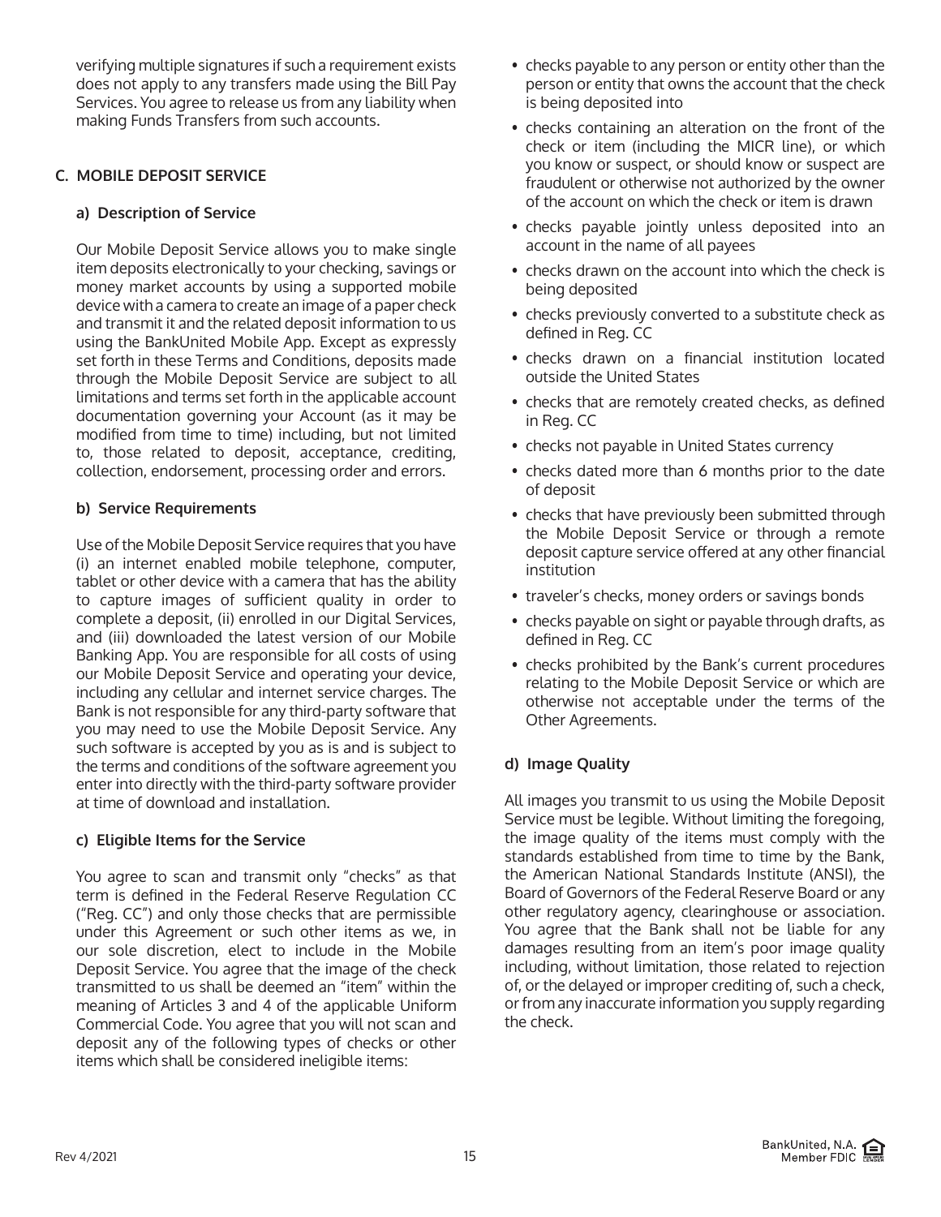verifying multiple signatures if such a requirement exists does not apply to any transfers made using the Bill Pay Services. You agree to release us from any liability when making Funds Transfers from such accounts.

### C. MOBILE DEPOSIT SERVICE

#### a) Description of Service

Our Mobile Deposit Service allows you to make single item deposits electronically to your checking, savings or money market accounts by using a supported mobile device with a camera to create an image of a paper check and transmit it and the related deposit information to us using the BankUnited Mobile App. Except as expressly set forth in these Terms and Conditions, deposits made through the Mobile Deposit Service are subject to all limitations and terms set forth in the applicable account documentation governing your Account (as it may be modified from time to time) including, but not limited to, those related to deposit, acceptance, crediting, collection, endorsement, processing order and errors.

#### b) Service Requirements

Use of the Mobile Deposit Service requires that you have (i) an internet enabled mobile telephone, computer, tablet or other device with a camera that has the ability to capture images of sufficient quality in order to complete a deposit, (ii) enrolled in our Digital Services, and (iii) downloaded the latest version of our Mobile Banking App. You are responsible for all costs of using our Mobile Deposit Service and operating your device, including any cellular and internet service charges. The Bank is not responsible for any third-party software that you may need to use the Mobile Deposit Service. Any such software is accepted by you as is and is subject to the terms and conditions of the software agreement you enter into directly with the third-party software provider at time of download and installation.

#### c) Eligible Items for the Service

You agree to scan and transmit only "checks" as that term is defined in the Federal Reserve Regulation CC ("Reg. CC") and only those checks that are permissible under this Agreement or such other items as we, in our sole discretion, elect to include in the Mobile Deposit Service. You agree that the image of the check transmitted to us shall be deemed an "item" within the meaning of Articles 3 and 4 of the applicable Uniform Commercial Code. You agree that you will not scan and deposit any of the following types of checks or other items which shall be considered ineligible items:

- checks payable to any person or entity other than the person or entity that owns the account that the check is being deposited into
- checks containing an alteration on the front of the check or item (including the MICR line), or which you know or suspect, or should know or suspect are fraudulent or otherwise not authorized by the owner of the account on which the check or item is drawn
- checks payable jointly unless deposited into an account in the name of all payees
- checks drawn on the account into which the check is being deposited
- checks previously converted to a substitute check as defined in Reg. CC
- checks drawn on a financial institution located outside the United States
- checks that are remotely created checks, as defined in Reg. CC
- checks not payable in United States currency
- checks dated more than 6 months prior to the date of deposit
- checks that have previously been submitted through the Mobile Deposit Service or through a remote deposit capture service offered at any other financial institution
- traveler's checks, money orders or savings bonds
- checks payable on sight or payable through drafts, as defined in Reg. CC
- checks prohibited by the Bank's current procedures relating to the Mobile Deposit Service or which are otherwise not acceptable under the terms of the Other Agreements.

#### d) Image Quality

All images you transmit to us using the Mobile Deposit Service must be legible. Without limiting the foregoing, the image quality of the items must comply with the standards established from time to time by the Bank, the American National Standards Institute (ANSI), the Board of Governors of the Federal Reserve Board or any other regulatory agency, clearinghouse or association. You agree that the Bank shall not be liable for any damages resulting from an item's poor image quality including, without limitation, those related to rejection of, or the delayed or improper crediting of, such a check, or from any inaccurate information you supply regarding the check.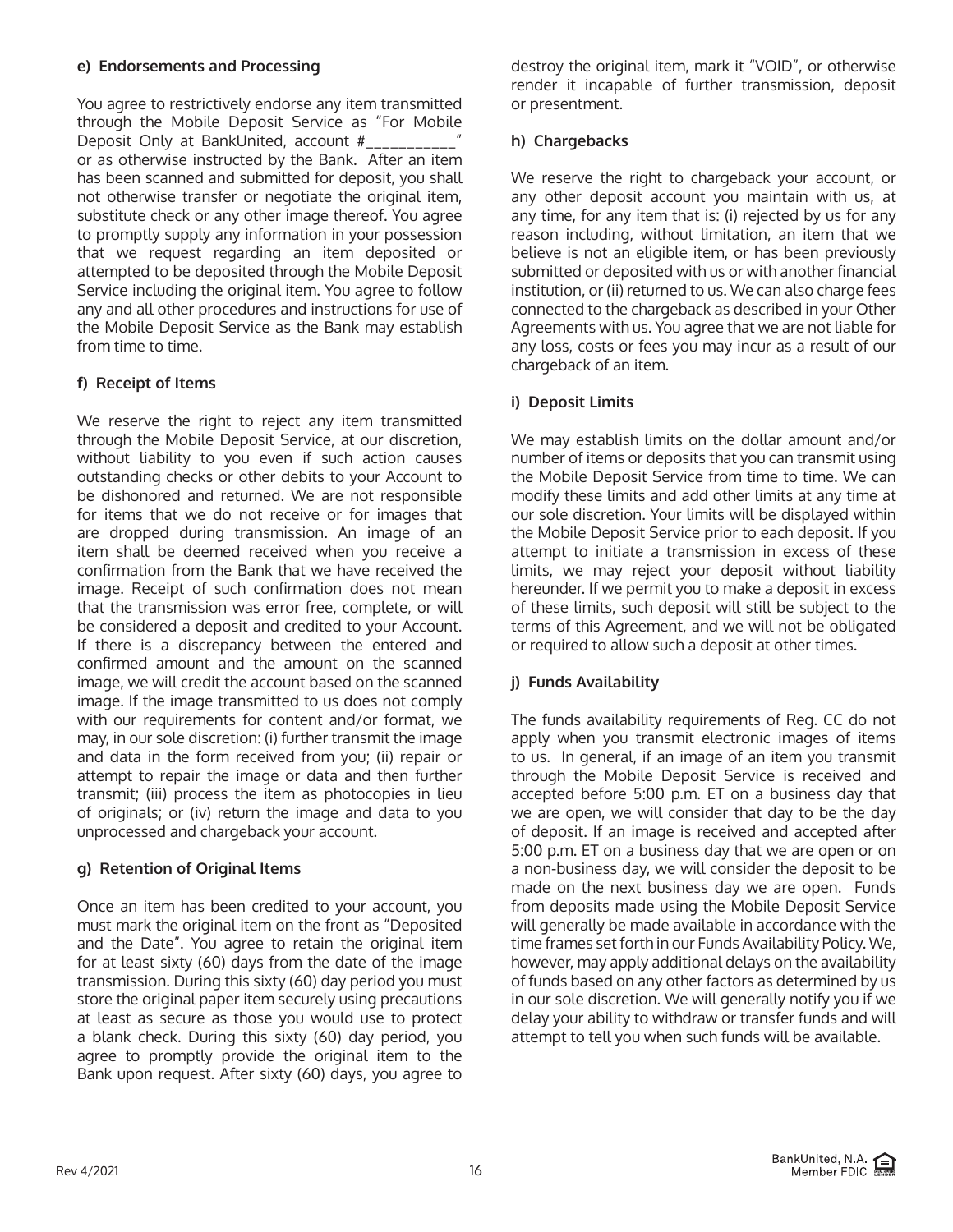**e) Endorsements and Processing**

You agree to restrictively endorse any item transmitted through the Mobile Deposit Service as "For Mobile Deposit Only at BankUnited, account #___________" or as otherwise instructed by the Bank. After an item has been scanned and submitted for deposit, you shall not otherwise transfer or negotiate the original item, substitute check or any other image thereof. You agree to promptly supply any information in your possession that we request regarding an item deposited or attempted to be deposited through the Mobile Deposit Service including the original item. You agree to follow any and all other procedures and instructions for use of the Mobile Deposit Service as the Bank may establish from time to time.

**f) Receipt of Items**

We reserve the right to reject any item transmitted through the Mobile Deposit Service, at our discretion, without liability to you even if such action causes outstanding checks or other debits to your Account to be dishonored and returned. We are not responsible for items that we do not receive or for images that are dropped during transmission. An image of an item shall be deemed received when you receive a confirmation from the Bank that we have received the image. Receipt of such confirmation does not mean that the transmission was error free, complete, or will be considered a deposit and credited to your Account. If there is a discrepancy between the entered and confirmed amount and the amount on the scanned image, we will credit the account based on the scanned image. If the image transmitted to us does not comply with our requirements for content and/or format, we may, in our sole discretion: (i) further transmit the image and data in the form received from you; (ii) repair or attempt to repair the image or data and then further transmit; (iii) process the item as photocopies in lieu of originals; or (iv) return the image and data to you unprocessed and chargeback your account.

**g) Retention of Original Items**

Once an item has been credited to your account, you must mark the original item on the front as "Deposited and the Date". You agree to retain the original item for at least sixty (60) days from the date of the image transmission. During this sixty (60) day period you must store the original paper item securely using precautions at least as secure as those you would use to protect a blank check. During this sixty (60) day period, you agree to promptly provide the original item to the Bank upon request. After sixty (60) days, you agree to destroy the original item, mark it "VOID", or otherwise render it incapable of further transmission, deposit or presentment.

**h) Chargebacks**

We reserve the right to chargeback your account, or any other deposit account you maintain with us, at any time, for any item that is: (i) rejected by us for any reason including, without limitation, an item that we believe is not an eligible item, or has been previously submitted or deposited with us or with another financial institution, or (ii) returned to us. We can also charge fees connected to the chargeback as described in your Other Agreements with us. You agree that we are not liable for any loss, costs or fees you may incur as a result of our chargeback of an item.

**i) Deposit Limits**

We may establish limits on the dollar amount and/or number of items or deposits that you can transmit using the Mobile Deposit Service from time to time. We can modify these limits and add other limits at any time at our sole discretion. Your limits will be displayed within the Mobile Deposit Service prior to each deposit. If you attempt to initiate a transmission in excess of these limits, we may reject your deposit without liability hereunder. If we permit you to make a deposit in excess of these limits, such deposit will still be subject to the terms of this Agreement, and we will not be obligated or required to allow such a deposit at other times.

**j) Funds Availability**

The funds availability requirements of Reg. CC do not apply when you transmit electronic images of items to us. In general, if an image of an item you transmit through the Mobile Deposit Service is received and accepted before 5:00 p.m. ET on a business day that we are open, we will consider that day to be the day of deposit. If an image is received and accepted after 5:00 p.m. ET on a business day that we are open or on a non-business day, we will consider the deposit to be made on the next business day we are open. Funds from deposits made using the Mobile Deposit Service will generally be made available in accordance with the time frames set forth in our Funds Availability Policy. We, however, may apply additional delays on the availability of funds based on any other factors as determined by us in our sole discretion. We will generally notify you if we delay your ability to withdraw or transfer funds and will attempt to tell you when such funds will be available.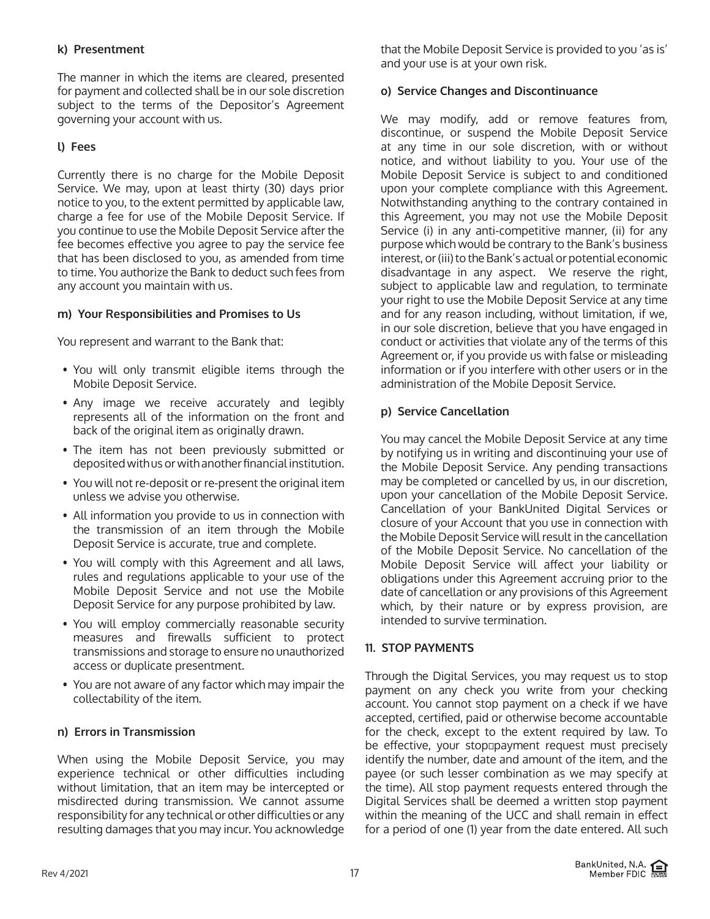#### k) Presentment

The manner in which the items are cleared, presented for payment and collected shall be in our sole discretion subject to the terms of the Depositor's Agreement governing your account with us.

#### l) Fees

Currently there is no charge for the Mobile Deposit Service. We may, upon at least thirty (30) days prior notice to you, to the extent permitted by applicable law, charge a fee for use of the Mobile Deposit Service. If you continue to use the Mobile Deposit Service after the fee becomes effective you agree to pay the service fee that has been disclosed to you, as amended from time to time. You authorize the Bank to deduct such fees from any account you maintain with us.

#### m) Your Responsibilities and Promises to Us

You represent and warrant to the Bank that:

- You will only transmit eligible items through the Mobile Deposit Service.
- Any image we receive accurately and legibly represents all of the information on the front and back of the original item as originally drawn.
- The item has not been previously submitted or deposited with us or with another financial institution.
- You will not re-deposit or re-present the original item unless we advise you otherwise.
- All information you provide to us in connection with the transmission of an item through the Mobile Deposit Service is accurate, true and complete.
- You will comply with this Agreement and all laws, rules and regulations applicable to your use of the Mobile Deposit Service and not use the Mobile Deposit Service for any purpose prohibited by law.
- You will employ commercially reasonable security measures and firewalls sufficient to protect transmissions and storage to ensure no unauthorized access or duplicate presentment.
- You are not aware of any factor which may impair the collectability of the item.

#### n) Errors in Transmission

When using the Mobile Deposit Service, you may experience technical or other difficulties including without limitation, that an item may be intercepted or misdirected during transmission. We cannot assume responsibility for any technical or other difficulties or any resulting damages that you may incur. You acknowledge that the Mobile Deposit Service is provided to you 'as is' and your use is at your own risk.

#### o) Service Changes and Discontinuance

We may modify, add or remove features from, discontinue, or suspend the Mobile Deposit Service at any time in our sole discretion, with or without notice, and without liability to you. Your use of the Mobile Deposit Service is subject to and conditioned upon your complete compliance with this Agreement. Notwithstanding anything to the contrary contained in this Agreement, you may not use the Mobile Deposit Service (i) in any anti-competitive manner, (ii) for any purpose which would be contrary to the Bank's business interest, or (iii) to the Bank's actual or potential economic disadvantage in any aspect. We reserve the right, subject to applicable law and regulation, to terminate your right to use the Mobile Deposit Service at any time and for any reason including, without limitation, if we, in our sole discretion, believe that you have engaged in conduct or activities that violate any of the terms of this Agreement or, if you provide us with false or misleading information or if you interfere with other users or in the administration of the Mobile Deposit Service.

#### p) Service Cancellation

You may cancel the Mobile Deposit Service at any time by notifying us in writing and discontinuing your use of the Mobile Deposit Service. Any pending transactions may be completed or cancelled by us, in our discretion, upon your cancellation of the Mobile Deposit Service. Cancellation of your BankUnited Digital Services or closure of your Account that you use in connection with the Mobile Deposit Service will result in the cancellation of the Mobile Deposit Service. No cancellation of the Mobile Deposit Service will affect your liability or obligations under this Agreement accruing prior to the date of cancellation or any provisions of this Agreement which, by their nature or by express provision, are intended to survive termination.

### 11. STOP PAYMENTS

Through the Digital Services, you may request us to stop payment on any check you write from your checking account. You cannot stop payment on a check if we have accepted, certified, paid or otherwise become accountable for the check, except to the extent required by law. To be effective, your stop payment request must precisely identify the number, date and amount of the item, and the payee (or such lesser combination as we may specify at the time). All stop payment requests entered through the Digital Services shall be deemed a written stop payment within the meaning of the UCC and shall remain in effect for a period of one (1) year from the date entered. All such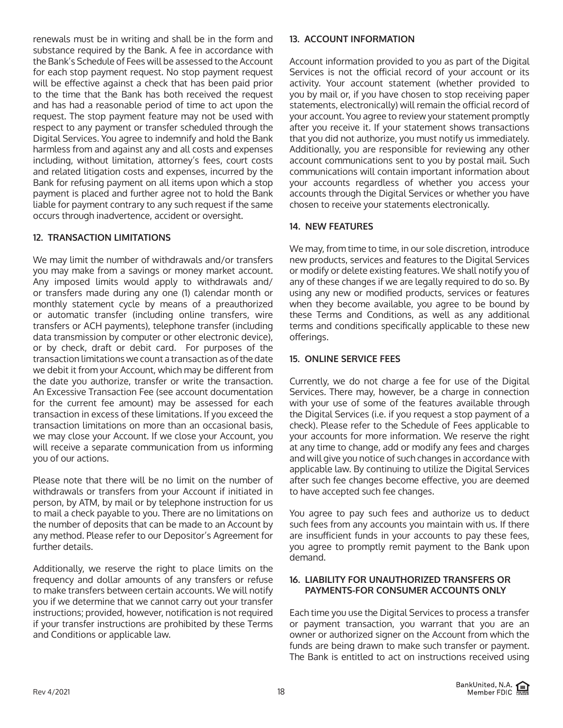renewals must be in writing and shall be in the form and substance required by the Bank. A fee in accordance with the Bank's Schedule of Fees will be assessed to the Account for each stop payment request. No stop payment request will be effective against a check that has been paid prior to the time that the Bank has both received the request and has had a reasonable period of time to act upon the request. The stop payment feature may not be used with respect to any payment or transfer scheduled through the Digital Services. You agree to indemnify and hold the Bank harmless from and against any and all costs and expenses including, without limitation, attorney's fees, court costs and related litigation costs and expenses, incurred by the Bank for refusing payment on all items upon which a stop payment is placed and further agree not to hold the Bank liable for payment contrary to any such request if the same occurs through inadvertence, accident or oversight.

## 12. TRANSACTION LIMITATIONS

We may limit the number of withdrawals and/or transfers you may make from a savings or money market account. Any imposed limits would apply to withdrawals and/or transfers made during any one (1) calendar month or monthly statement cycle by means of a preauthorized or automatic transfer (including online transfers, wire transfers or ACH payments), telephone transfer (including data transmission by computer or other electronic device), or by check, draft or debit card. For purposes of the transaction limitations we count a transaction as of the date we debit it from your Account, which may be different from the date you authorize, transfer or write the transaction. An Excessive Transaction Fee (see account documentation for the current fee amount) may be assessed for each transaction in excess of these limitations. If you exceed the transaction limitations on more than an occasional basis, we may close your Account. If we close your Account, you will receive a separate communication from us informing you of our actions.

Please note that there will be no limit on the number of withdrawals or transfers from your Account if initiated in person, by ATM, by mail or by telephone instruction for us to mail a check payable to you. There are no limitations on the number of deposits that can be made to an Account by any method. Please refer to our Depositor's Agreement for further details.

Additionally, we reserve the right to place limits on the frequency and dollar amounts of any transfers or refuse to make transfers between certain accounts. We will notify you if we determine that we cannot carry out your transfer instructions; provided, however, notification is not required if your transfer instructions are prohibited by these Terms and Conditions or applicable law.

## 13. ACCOUNT INFORMATION

Account information provided to you as part of the Digital Services is not the official record of your account or its activity. Your account statement (whether provided to you by mail or, if you have chosen to stop receiving paper statements, electronically) will remain the official record of your account. You agree to review your statement promptly after you receive it. If your statement shows transactions that you did not authorize, you must notify us immediately. Additionally, you are responsible for reviewing any other account communications sent to you by postal mail. Such communications will contain important information about your accounts regardless of whether you access your accounts through the Digital Services or whether you have chosen to receive your statements electronically.

## 14. NEW FEATURES

We may, from time to time, in our sole discretion, introduce new products, services and features to the Digital Services or modify or delete existing features. We shall notify you of any of these changes if we are legally required to do so. By using any new or modified products, services or features when they become available, you agree to be bound by these Terms and Conditions, as well as any additional terms and conditions specifically applicable to these new offerings.

## 15. ONLINE SERVICE FEES

Currently, we do not charge a fee for use of the Digital Services. There may, however, be a charge in connection with your use of some of the features available through the Digital Services (i.e. if you request a stop payment of a check). Please refer to the Schedule of Fees applicable to your accounts for more information. We reserve the right at any time to change, add or modify any fees and charges and will give you notice of such changes in accordance with applicable law. By continuing to utilize the Digital Services after such fee changes become effective, you are deemed to have accepted such fee changes.

You agree to pay such fees and authorize us to deduct such fees from any accounts you maintain with us. If there are insufficient funds in your accounts to pay these fees, you agree to promptly remit payment to the Bank upon demand.

## 16. LIABILITY FOR UNAUTHORIZED TRANSFERS OR PAYMENTS-FOR CONSUMER ACCOUNTS ONLY

Each time you use the Digital Services to process a transfer or payment transaction, you warrant that you are an owner or authorized signer on the Account from which the funds are being drawn to make such transfer or payment. The Bank is entitled to act on instructions received using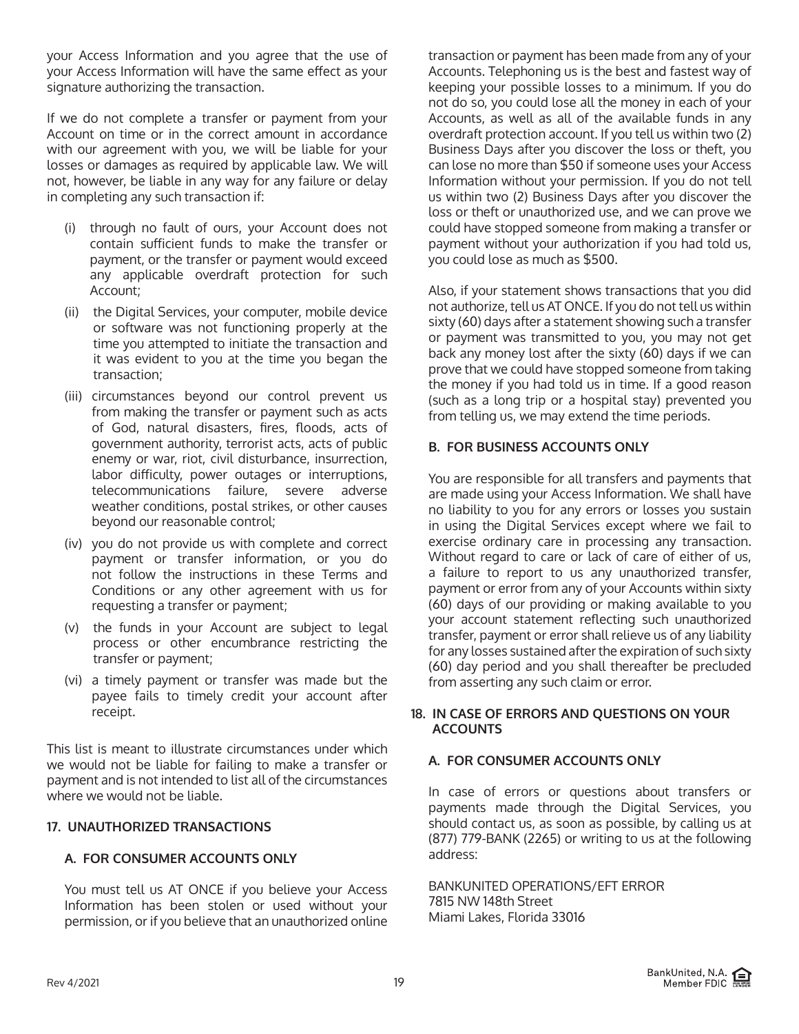your Access Information and you agree that the use of your Access Information will have the same effect as your signature authorizing the transaction.

If we do not complete a transfer or payment from your Account on time or in the correct amount in accordance with our agreement with you, we will be liable for your losses or damages as required by applicable law. We will not, however, be liable in any way for any failure or delay in completing any such transaction if:

(i) through no fault of ours, your Account does not contain sufficient funds to make the transfer or payment, or the transfer or payment would exceed any applicable overdraft protection for such Account;

(ii) the Digital Services, your computer, mobile device or software was not functioning properly at the time you attempted to initiate the transaction and it was evident to you at the time you began the transaction;

(iii) circumstances beyond our control prevent us from making the transfer or payment such as acts of God, natural disasters, fires, floods, acts of government authority, terrorist acts, acts of public enemy or war, riot, civil disturbance, insurrection, labor difficulty, power outages or interruptions, telecommunications failure, severe adverse weather conditions, postal strikes, or other causes beyond our reasonable control;

(iv) you do not provide us with complete and correct payment or transfer information, or you do not follow the instructions in these Terms and Conditions or any other agreement with us for requesting a transfer or payment;

(v) the funds in your Account are subject to legal process or other encumbrance restricting the transfer or payment;

(vi) a timely payment or transfer was made but the payee fails to timely credit your account after receipt.

This list is meant to illustrate circumstances under which we would not be liable for failing to make a transfer or payment and is not intended to list all of the circumstances where we would not be liable.

## 17. UNAUTHORIZED TRANSACTIONS

### A. FOR CONSUMER ACCOUNTS ONLY

You must tell us AT ONCE if you believe your Access Information has been stolen or used without your permission, or if you believe that an unauthorized online transaction or payment has been made from any of your Accounts. Telephoning us is the best and fastest way of keeping your possible losses to a minimum. If you do not do so, you could lose all the money in each of your Accounts, as well as all of the available funds in any overdraft protection account. If you tell us within two (2) Business Days after you discover the loss or theft, you can lose no more than $50 if someone uses your Access Information without your permission. If you do not tell us within two (2) Business Days after you discover the loss or theft or unauthorized use, and we can prove we could have stopped someone from making a transfer or payment without your authorization if you had told us, you could lose as much as $500.

Also, if your statement shows transactions that you did not authorize, tell us AT ONCE. If you do not tell us within sixty (60) days after a statement showing such a transfer or payment was transmitted to you, you may not get back any money lost after the sixty (60) days if we can prove that we could have stopped someone from taking the money if you had told us in time. If a good reason (such as a long trip or a hospital stay) prevented you from telling us, we may extend the time periods.

### B. FOR BUSINESS ACCOUNTS ONLY

You are responsible for all transfers and payments that are made using your Access Information. We shall have no liability to you for any errors or losses you sustain in using the Digital Services except where we fail to exercise ordinary care in processing any transaction. Without regard to care or lack of care of either of us, a failure to report to us any unauthorized transfer, payment or error from any of your Accounts within sixty (60) days of our providing or making available to you your account statement reflecting such unauthorized transfer, payment or error shall relieve us of any liability for any losses sustained after the expiration of such sixty (60) day period and you shall thereafter be precluded from asserting any such claim or error.

## 18. IN CASE OF ERRORS AND QUESTIONS ON YOUR ACCOUNTS

### A. FOR CONSUMER ACCOUNTS ONLY

In case of errors or questions about transfers or payments made through the Digital Services, you should contact us, as soon as possible, by calling us at (877) 779-BANK (2265) or writing to us at the following address:

BANKUNITED OPERATIONS/EFT ERROR
7815 NW 148th Street
Miami Lakes, Florida 33016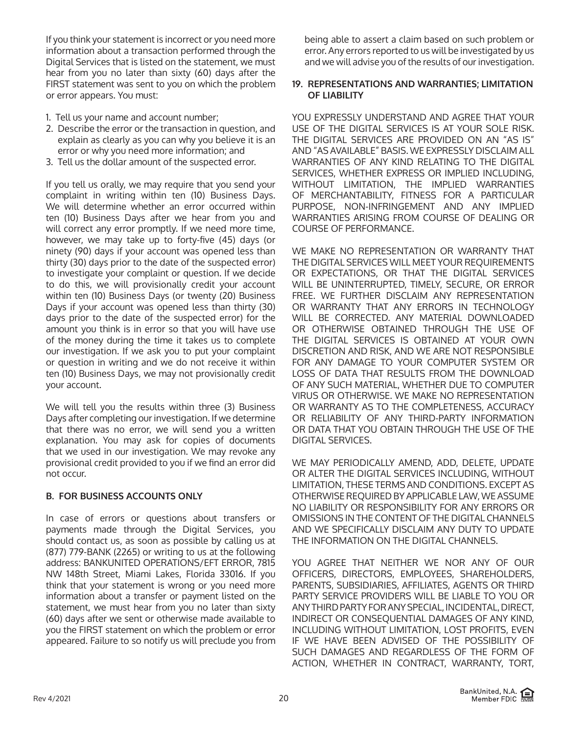If you think your statement is incorrect or you need more information about a transaction performed through the Digital Services that is listed on the statement, we must hear from you no later than sixty (60) days after the FIRST statement was sent to you on which the problem or error appears. You must:

1. Tell us your name and account number;
2. Describe the error or the transaction in question, and explain as clearly as you can why you believe it is an error or why you need more information; and
3. Tell us the dollar amount of the suspected error.

If you tell us orally, we may require that you send your complaint in writing within ten (10) Business Days. We will determine whether an error occurred within ten (10) Business Days after we hear from you and will correct any error promptly. If we need more time, however, we may take up to forty-five (45) days (or ninety (90) days if your account was opened less than thirty (30) days prior to the date of the suspected error) to investigate your complaint or question. If we decide to do this, we will provisionally credit your account within ten (10) Business Days (or twenty (20) Business Days if your account was opened less than thirty (30) days prior to the date of the suspected error) for the amount you think is in error so that you will have use of the money during the time it takes us to complete our investigation. If we ask you to put your complaint or question in writing and we do not receive it within ten (10) Business Days, we may not provisionally credit your account.

We will tell you the results within three (3) Business Days after completing our investigation. If we determine that there was no error, we will send you a written explanation. You may ask for copies of documents that we used in our investigation. We may revoke any provisional credit provided to you if we find an error did not occur.

**B. FOR BUSINESS ACCOUNTS ONLY**

In case of errors or questions about transfers or payments made through the Digital Services, you should contact us, as soon as possible by calling us at (877) 779-BANK (2265) or writing to us at the following address: BANKUNITED OPERATIONS/EFT ERROR, 7815 NW 148th Street, Miami Lakes, Florida 33016. If you think that your statement is wrong or you need more information about a transfer or payment listed on the statement, we must hear from you no later than sixty (60) days after we sent or otherwise made available to you the FIRST statement on which the problem or error appeared. Failure to so notify us will preclude you from being able to assert a claim based on such problem or error. Any errors reported to us will be investigated by us and we will advise you of the results of our investigation.

## 19. REPRESENTATIONS AND WARRANTIES; LIMITATION OF LIABILITY

YOU EXPRESSLY UNDERSTAND AND AGREE THAT YOUR USE OF THE DIGITAL SERVICES IS AT YOUR SOLE RISK. THE DIGITAL SERVICES ARE PROVIDED ON AN "AS IS" AND "AS AVAILABLE" BASIS. WE EXPRESSLY DISCLAIM ALL WARRANTIES OF ANY KIND RELATING TO THE DIGITAL SERVICES, WHETHER EXPRESS OR IMPLIED INCLUDING, WITHOUT LIMITATION, THE IMPLIED WARRANTIES OF MERCHANTABILITY, FITNESS FOR A PARTICULAR PURPOSE, NON-INFRINGEMENT AND ANY IMPLIED WARRANTIES ARISING FROM COURSE OF DEALING OR COURSE OF PERFORMANCE.

WE MAKE NO REPRESENTATION OR WARRANTY THAT THE DIGITAL SERVICES WILL MEET YOUR REQUIREMENTS OR EXPECTATIONS, OR THAT THE DIGITAL SERVICES WILL BE UNINTERRUPTED, TIMELY, SECURE, OR ERROR FREE. WE FURTHER DISCLAIM ANY REPRESENTATION OR WARRANTY THAT ANY ERRORS IN TECHNOLOGY WILL BE CORRECTED. ANY MATERIAL DOWNLOADED OR OTHERWISE OBTAINED THROUGH THE USE OF THE DIGITAL SERVICES IS OBTAINED AT YOUR OWN DISCRETION AND RISK, AND WE ARE NOT RESPONSIBLE FOR ANY DAMAGE TO YOUR COMPUTER SYSTEM OR LOSS OF DATA THAT RESULTS FROM THE DOWNLOAD OF ANY SUCH MATERIAL, WHETHER DUE TO COMPUTER VIRUS OR OTHERWISE. WE MAKE NO REPRESENTATION OR WARRANTY AS TO THE COMPLETENESS, ACCURACY OR RELIABILITY OF ANY THIRD-PARTY INFORMATION OR DATA THAT YOU OBTAIN THROUGH THE USE OF THE DIGITAL SERVICES.

WE MAY PERIODICALLY AMEND, ADD, DELETE, UPDATE OR ALTER THE DIGITAL SERVICES INCLUDING, WITHOUT LIMITATION, THESE TERMS AND CONDITIONS. EXCEPT AS OTHERWISE REQUIRED BY APPLICABLE LAW, WE ASSUME NO LIABILITY OR RESPONSIBILITY FOR ANY ERRORS OR OMISSIONS IN THE CONTENT OF THE DIGITAL CHANNELS AND WE SPECIFICALLY DISCLAIM ANY DUTY TO UPDATE THE INFORMATION ON THE DIGITAL CHANNELS.

YOU AGREE THAT NEITHER WE NOR ANY OF OUR OFFICERS, DIRECTORS, EMPLOYEES, SHAREHOLDERS, PARENTS, SUBSIDIARIES, AFFILIATES, AGENTS OR THIRD PARTY SERVICE PROVIDERS WILL BE LIABLE TO YOU OR ANY THIRD PARTY FOR ANY SPECIAL, INCIDENTAL, DIRECT, INDIRECT OR CONSEQUENTIAL DAMAGES OF ANY KIND, INCLUDING WITHOUT LIMITATION, LOST PROFITS, EVEN IF WE HAVE BEEN ADVISED OF THE POSSIBILITY OF SUCH DAMAGES AND REGARDLESS OF THE FORM OF ACTION, WHETHER IN CONTRACT, WARRANTY, TORT,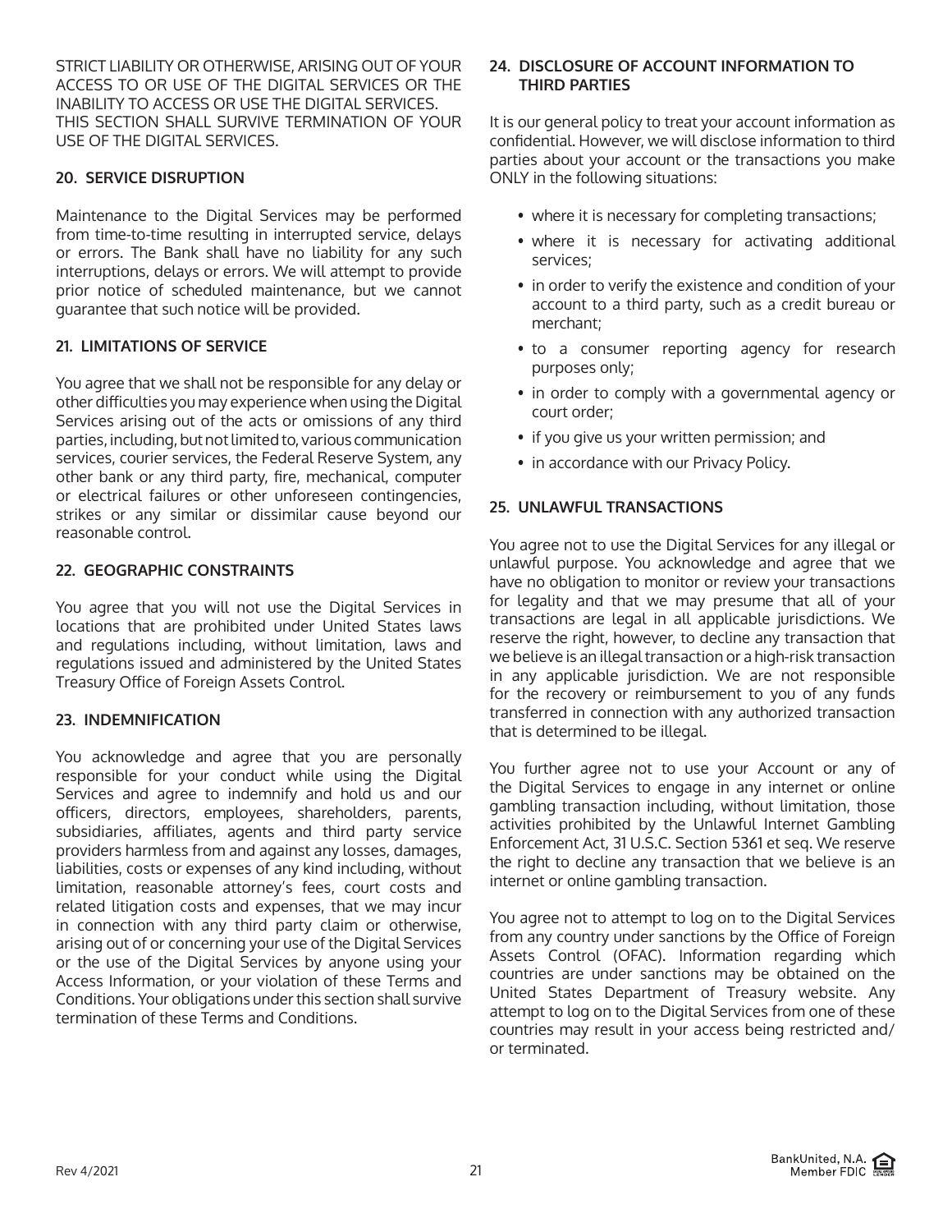STRICT LIABILITY OR OTHERWISE, ARISING OUT OF YOUR ACCESS TO OR USE OF THE DIGITAL SERVICES OR THE INABILITY TO ACCESS OR USE THE DIGITAL SERVICES. THIS SECTION SHALL SURVIVE TERMINATION OF YOUR USE OF THE DIGITAL SERVICES.

## 20. SERVICE DISRUPTION

Maintenance to the Digital Services may be performed from time-to-time resulting in interrupted service, delays or errors. The Bank shall have no liability for any such interruptions, delays or errors. We will attempt to provide prior notice of scheduled maintenance, but we cannot guarantee that such notice will be provided.

## 21. LIMITATIONS OF SERVICE

You agree that we shall not be responsible for any delay or other difficulties you may experience when using the Digital Services arising out of the acts or omissions of any third parties, including, but not limited to, various communication services, courier services, the Federal Reserve System, any other bank or any third party, fire, mechanical, computer or electrical failures or other unforeseen contingencies, strikes or any similar or dissimilar cause beyond our reasonable control.

## 22. GEOGRAPHIC CONSTRAINTS

You agree that you will not use the Digital Services in locations that are prohibited under United States laws and regulations including, without limitation, laws and regulations issued and administered by the United States Treasury Office of Foreign Assets Control.

## 23. INDEMNIFICATION

You acknowledge and agree that you are personally responsible for your conduct while using the Digital Services and agree to indemnify and hold us and our officers, directors, employees, shareholders, parents, subsidiaries, affiliates, agents and third party service providers harmless from and against any losses, damages, liabilities, costs or expenses of any kind including, without limitation, reasonable attorney's fees, court costs and related litigation costs and expenses, that we may incur in connection with any third party claim or otherwise, arising out of or concerning your use of the Digital Services or the use of the Digital Services by anyone using your Access Information, or your violation of these Terms and Conditions. Your obligations under this section shall survive termination of these Terms and Conditions.

## 24. DISCLOSURE OF ACCOUNT INFORMATION TO THIRD PARTIES

It is our general policy to treat your account information as confidential. However, we will disclose information to third parties about your account or the transactions you make ONLY in the following situations:

- where it is necessary for completing transactions;
- where it is necessary for activating additional services;
- in order to verify the existence and condition of your account to a third party, such as a credit bureau or merchant;
- to a consumer reporting agency for research purposes only;
- in order to comply with a governmental agency or court order;
- if you give us your written permission; and
- in accordance with our Privacy Policy.

## 25. UNLAWFUL TRANSACTIONS

You agree not to use the Digital Services for any illegal or unlawful purpose. You acknowledge and agree that we have no obligation to monitor or review your transactions for legality and that we may presume that all of your transactions are legal in all applicable jurisdictions. We reserve the right, however, to decline any transaction that we believe is an illegal transaction or a high-risk transaction in any applicable jurisdiction. We are not responsible for the recovery or reimbursement to you of any funds transferred in connection with any authorized transaction that is determined to be illegal.

You further agree not to use your Account or any of the Digital Services to engage in any internet or online gambling transaction including, without limitation, those activities prohibited by the Unlawful Internet Gambling Enforcement Act, 31 U.S.C. Section 5361 et seq. We reserve the right to decline any transaction that we believe is an internet or online gambling transaction.

You agree not to attempt to log on to the Digital Services from any country under sanctions by the Office of Foreign Assets Control (OFAC). Information regarding which countries are under sanctions may be obtained on the United States Department of Treasury website. Any attempt to log on to the Digital Services from one of these countries may result in your access being restricted and/or terminated.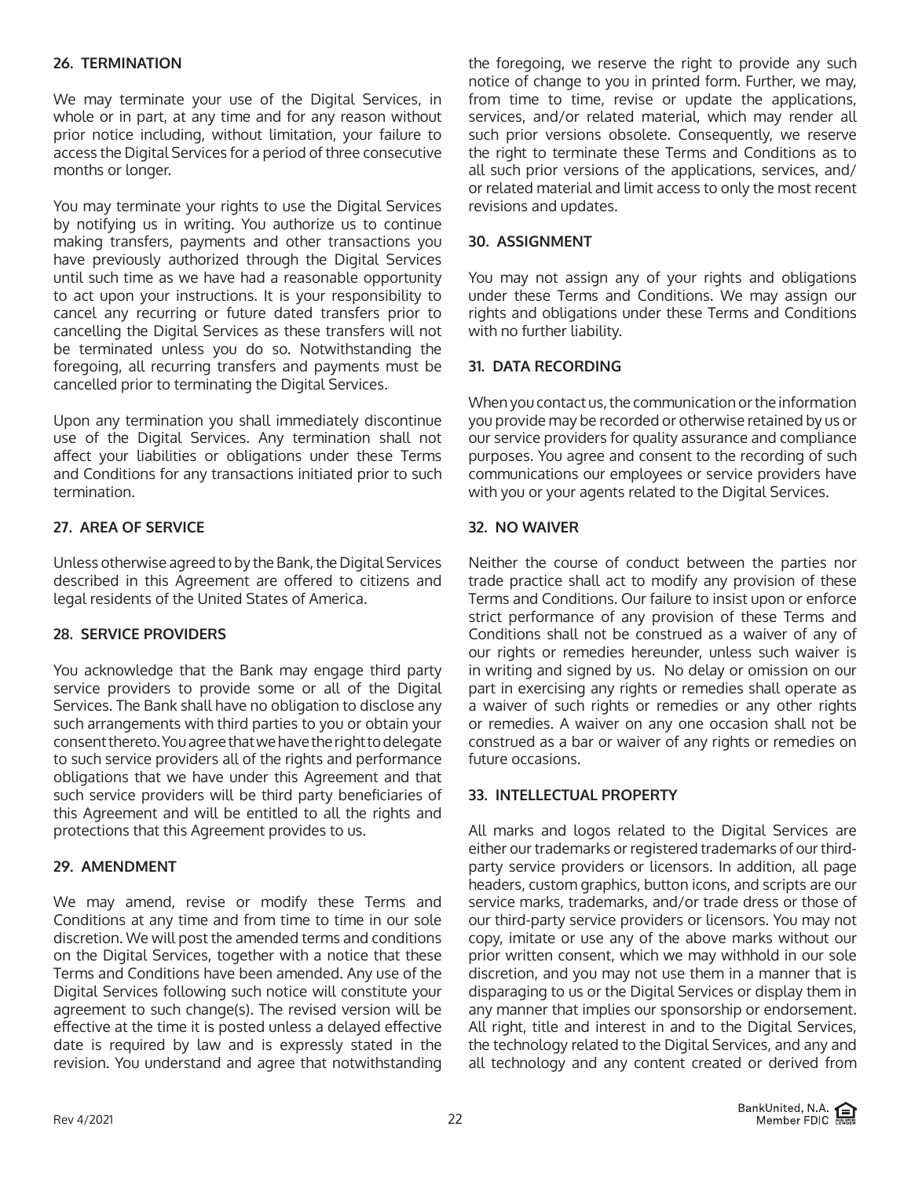## 26. TERMINATION

We may terminate your use of the Digital Services, in whole or in part, at any time and for any reason without prior notice including, without limitation, your failure to access the Digital Services for a period of three consecutive months or longer.

You may terminate your rights to use the Digital Services by notifying us in writing. You authorize us to continue making transfers, payments and other transactions you have previously authorized through the Digital Services until such time as we have had a reasonable opportunity to act upon your instructions. It is your responsibility to cancel any recurring or future dated transfers prior to cancelling the Digital Services as these transfers will not be terminated unless you do so. Notwithstanding the foregoing, all recurring transfers and payments must be cancelled prior to terminating the Digital Services.

Upon any termination you shall immediately discontinue use of the Digital Services. Any termination shall not affect your liabilities or obligations under these Terms and Conditions for any transactions initiated prior to such termination.

## 27. AREA OF SERVICE

Unless otherwise agreed to by the Bank, the Digital Services described in this Agreement are offered to citizens and legal residents of the United States of America.

## 28. SERVICE PROVIDERS

You acknowledge that the Bank may engage third party service providers to provide some or all of the Digital Services. The Bank shall have no obligation to disclose any such arrangements with third parties to you or obtain your consent thereto. You agree that we have the right to delegate to such service providers all of the rights and performance obligations that we have under this Agreement and that such service providers will be third party beneficiaries of this Agreement and will be entitled to all the rights and protections that this Agreement provides to us.

## 29. AMENDMENT

We may amend, revise or modify these Terms and Conditions at any time and from time to time in our sole discretion. We will post the amended terms and conditions on the Digital Services, together with a notice that these Terms and Conditions have been amended. Any use of the Digital Services following such notice will constitute your agreement to such change(s). The revised version will be effective at the time it is posted unless a delayed effective date is required by law and is expressly stated in the revision. You understand and agree that notwithstanding the foregoing, we reserve the right to provide any such notice of change to you in printed form. Further, we may, from time to time, revise or update the applications, services, and/or related material, which may render all such prior versions obsolete. Consequently, we reserve the right to terminate these Terms and Conditions as to all such prior versions of the applications, services, and/or related material and limit access to only the most recent revisions and updates.

## 30. ASSIGNMENT

You may not assign any of your rights and obligations under these Terms and Conditions. We may assign our rights and obligations under these Terms and Conditions with no further liability.

## 31. DATA RECORDING

When you contact us, the communication or the information you provide may be recorded or otherwise retained by us or our service providers for quality assurance and compliance purposes. You agree and consent to the recording of such communications our employees or service providers have with you or your agents related to the Digital Services.

## 32. NO WAIVER

Neither the course of conduct between the parties nor trade practice shall act to modify any provision of these Terms and Conditions. Our failure to insist upon or enforce strict performance of any provision of these Terms and Conditions shall not be construed as a waiver of any of our rights or remedies hereunder, unless such waiver is in writing and signed by us. No delay or omission on our part in exercising any rights or remedies shall operate as a waiver of such rights or remedies or any other rights or remedies. A waiver on any one occasion shall not be construed as a bar or waiver of any rights or remedies on future occasions.

## 33. INTELLECTUAL PROPERTY

All marks and logos related to the Digital Services are either our trademarks or registered trademarks of our third-party service providers or licensors. In addition, all page headers, custom graphics, button icons, and scripts are our service marks, trademarks, and/or trade dress or those of our third-party service providers or licensors. You may not copy, imitate or use any of the above marks without our prior written consent, which we may withhold in our sole discretion, and you may not use them in a manner that is disparaging to us or the Digital Services or display them in any manner that implies our sponsorship or endorsement. All right, title and interest in and to the Digital Services, the technology related to the Digital Services, and any and all technology and any content created or derived from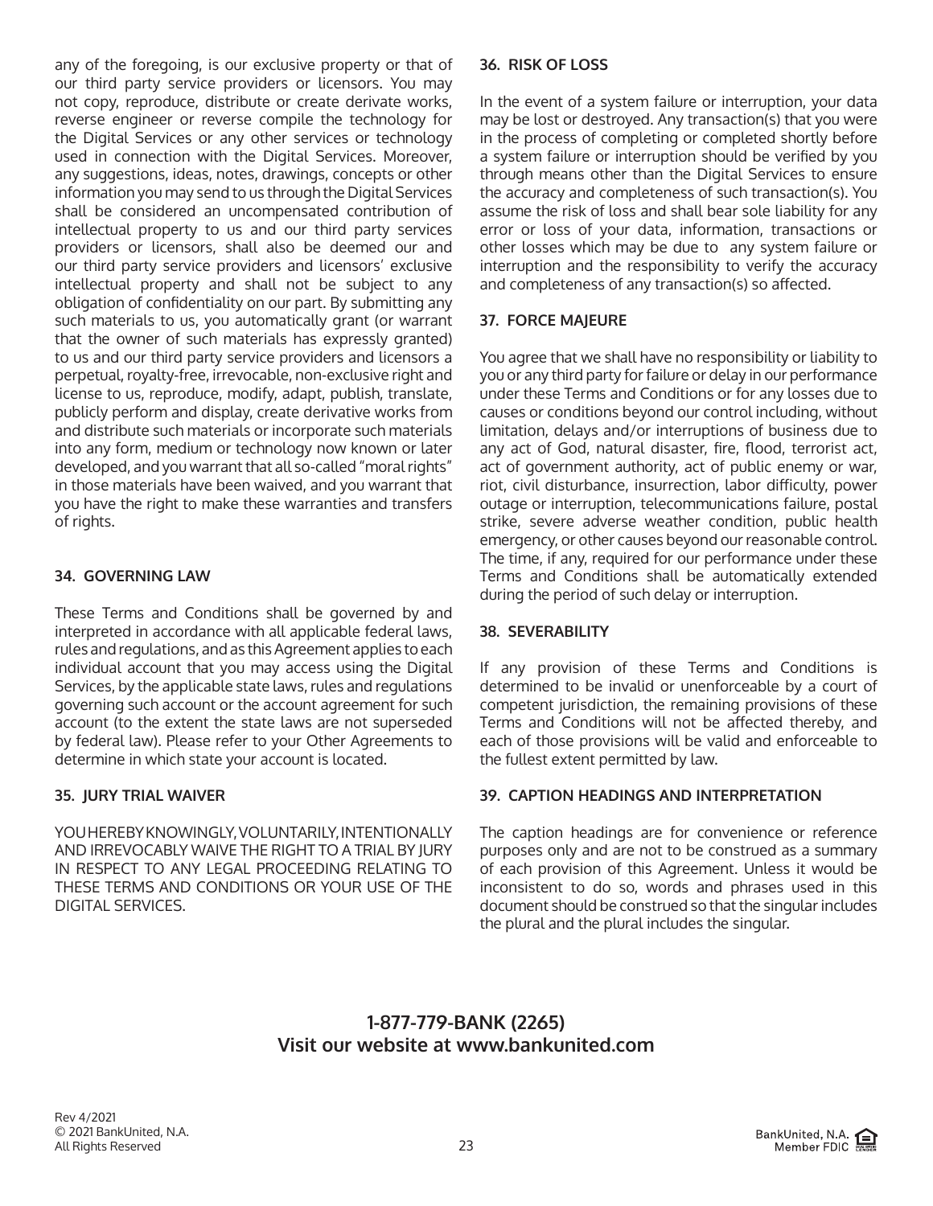any of the foregoing, is our exclusive property or that of our third party service providers or licensors. You may not copy, reproduce, distribute or create derivate works, reverse engineer or reverse compile the technology for the Digital Services or any other services or technology used in connection with the Digital Services. Moreover, any suggestions, ideas, notes, drawings, concepts or other information you may send to us through the Digital Services shall be considered an uncompensated contribution of intellectual property to us and our third party services providers or licensors, shall also be deemed our and our third party service providers and licensors' exclusive intellectual property and shall not be subject to any obligation of confidentiality on our part. By submitting any such materials to us, you automatically grant (or warrant that the owner of such materials has expressly granted) to us and our third party service providers and licensors a perpetual, royalty-free, irrevocable, non-exclusive right and license to us, reproduce, modify, adapt, publish, translate, publicly perform and display, create derivative works from and distribute such materials or incorporate such materials into any form, medium or technology now known or later developed, and you warrant that all so-called "moral rights" in those materials have been waived, and you warrant that you have the right to make these warranties and transfers of rights.

**34. GOVERNING LAW**

These Terms and Conditions shall be governed by and interpreted in accordance with all applicable federal laws, rules and regulations, and as this Agreement applies to each individual account that you may access using the Digital Services, by the applicable state laws, rules and regulations governing such account or the account agreement for such account (to the extent the state laws are not superseded by federal law). Please refer to your Other Agreements to determine in which state your account is located.

**35. JURY TRIAL WAIVER**

YOU HEREBY KNOWINGLY, VOLUNTARILY, INTENTIONALLY AND IRREVOCABLY WAIVE THE RIGHT TO A TRIAL BY JURY IN RESPECT TO ANY LEGAL PROCEEDING RELATING TO THESE TERMS AND CONDITIONS OR YOUR USE OF THE DIGITAL SERVICES.

**36. RISK OF LOSS**

In the event of a system failure or interruption, your data may be lost or destroyed. Any transaction(s) that you were in the process of completing or completed shortly before a system failure or interruption should be verified by you through means other than the Digital Services to ensure the accuracy and completeness of such transaction(s). You assume the risk of loss and shall bear sole liability for any error or loss of your data, information, transactions or other losses which may be due to any system failure or interruption and the responsibility to verify the accuracy and completeness of any transaction(s) so affected.

**37. FORCE MAJEURE**

You agree that we shall have no responsibility or liability to you or any third party for failure or delay in our performance under these Terms and Conditions or for any losses due to causes or conditions beyond our control including, without limitation, delays and/or interruptions of business due to any act of God, natural disaster, fire, flood, terrorist act, act of government authority, act of public enemy or war, riot, civil disturbance, insurrection, labor difficulty, power outage or interruption, telecommunications failure, postal strike, severe adverse weather condition, public health emergency, or other causes beyond our reasonable control. The time, if any, required for our performance under these Terms and Conditions shall be automatically extended during the period of such delay or interruption.

**38. SEVERABILITY**

If any provision of these Terms and Conditions is determined to be invalid or unenforceable by a court of competent jurisdiction, the remaining provisions of these Terms and Conditions will not be affected thereby, and each of those provisions will be valid and enforceable to the fullest extent permitted by law.

**39. CAPTION HEADINGS AND INTERPRETATION**

The caption headings are for convenience or reference purposes only and are not to be construed as a summary of each provision of this Agreement. Unless it would be inconsistent to do so, words and phrases used in this document should be construed so that the singular includes the plural and the plural includes the singular.

**1-877-779-BANK (2265)**
**Visit our website at www.bankunited.com**

Rev 4/2021
© 2021 BankUnited, N.A.
All Rights Reserved

BankUnited, N.A.
Member FDIC